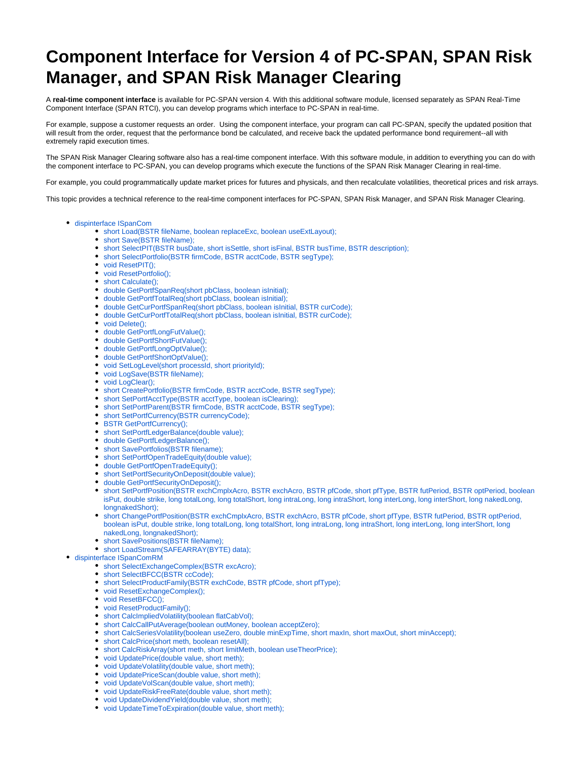# Component Interface for Version 4 of PC-SPAN, SPAN Risk Manager, and SPAN Risk Manager Clearing

A **real-time component interface** is available for PC-SPAN version 4. With this additional software module, licensed separately as SPAN Real-Time Component Interface (SPAN RTCI), you can develop programs which interface to PC-SPAN in real-time.

For example, suppose a customer requests an order.  Using the component interface, your program can call PC-SPAN, specify the updated position that will result from the order, request that the performance bond be calculated, and receive back the updated performance bond requirement--all with extremely rapid execution times.

The SPAN Risk Manager Clearing software also has a real-time component interface. With this software module, in addition to everything you can do with the component interface to PC-SPAN, you can develop programs which execute the functions of the SPAN Risk Manager Clearing in real-time.

For example, you could programmatically update market prices for futures and physicals, and then recalculate volatilities, theoretical prices and risk arrays.

This topic provides a technical reference to the real-time component interfaces for PC-SPAN, SPAN Risk Manager, and SPAN Risk Manager Clearing.

- dispinterface ISpanCom
  - short Load(BSTR fileName, boolean replaceExc, boolean useExtLayout);
  - short Save(BSTR fileName);
  - short SelectPIT(BSTR busDate, short isSettle, short isFinal, BSTR busTime, BSTR description);
  - short SelectPortfolio(BSTR firmCode, BSTR acctCode, BSTR segType);
  - void ResetPIT();
  - void ResetPortfolio();
  - short Calculate();
  - double GetPortfSpanReq(short pbClass, boolean isInitial);
  - double GetPortfTotalReq(short pbClass, boolean isInitial);
  - double GetCurPortfSpanReq(short pbClass, boolean isInitial, BSTR curCode);
  - double GetCurPortfTotalReq(short pbClass, boolean isInitial, BSTR curCode);
  - void Delete();
  - double GetPortfLongFutValue();
  - double GetPortfShortFutValue();
  - double GetPortfLongOptValue();
  - double GetPortfShortOptValue();
  - void SetLogLevel(short processId, short priorityId);
  - void LogSave(BSTR fileName);
  - void LogClear();
  - short CreatePortfolio(BSTR firmCode, BSTR acctCode, BSTR segType);
  - short SetPortfAcctType(BSTR acctType, boolean isClearing);
  - short SetPortfParent(BSTR firmCode, BSTR acctCode, BSTR segType);
  - short SetPortfCurrency(BSTR currencyCode);
  - BSTR GetPortfCurrency();
  - short SetPortfLedgerBalance(double value);
  - double GetPortfLedgerBalance();
  - short SavePortfolios(BSTR filename);
  - short SetPortfOpenTradeEquity(double value);
  - double GetPortfOpenTradeEquity();
  - short SetPortfSecurityOnDeposit(double value);
  - double GetPortfSecurityOnDeposit();
  - short SetPortfPosition(BSTR exchCmplxAcro, BSTR exchAcro, BSTR pfCode, short pfType, BSTR futPeriod, BSTR optPeriod, boolean isPut, double strike, long totalLong, long totalShort, long intraLong, long intraShort, long interLong, long interShort, long nakedLong, longnakedShort);
  - short ChangePortfPosition(BSTR exchCmplxAcro, BSTR exchAcro, BSTR pfCode, short pfType, BSTR futPeriod, BSTR optPeriod, boolean isPut, double strike, long totalLong, long totalShort, long intraLong, long intraShort, long interLong, long interShort, long nakedLong, longnakedShort);
  - short SavePositions(BSTR fileName);
  - short LoadStream(SAFEARRAY(BYTE) data);
- dispinterface ISpanComRM
  - short SelectExchangeComplex(BSTR excAcro);
  - short SelectBFCC(BSTR ccCode);
  - short SelectProductFamily(BSTR exchCode, BSTR pfCode, short pfType);
  - void ResetExchangeComplex();
  - void ResetBFCC();
  - void ResetProductFamily();
  - short CalcImpliedVolatility(boolean flatCabVol);
  - short CalcCallPutAverage(boolean outMoney, boolean acceptZero);
  - short CalcSeriesVolatility(boolean useZero, double minExpTime, short maxIn, short maxOut, short minAccept);
  - short CalcPrice(short meth, boolean resetAll);
  - short CalcRiskArray(short meth, short limitMeth, boolean useTheorPrice);
  - void UpdatePrice(double value, short meth);
  - void UpdateVolatility(double value, short meth);
  - void UpdatePriceScan(double value, short meth);
  - void UpdateVolScan(double value, short meth);
  - void UpdateRiskFreeRate(double value, short meth);
  - void UpdateDividendYield(double value, short meth);
  - void UpdateTimeToExpiration(double value, short meth);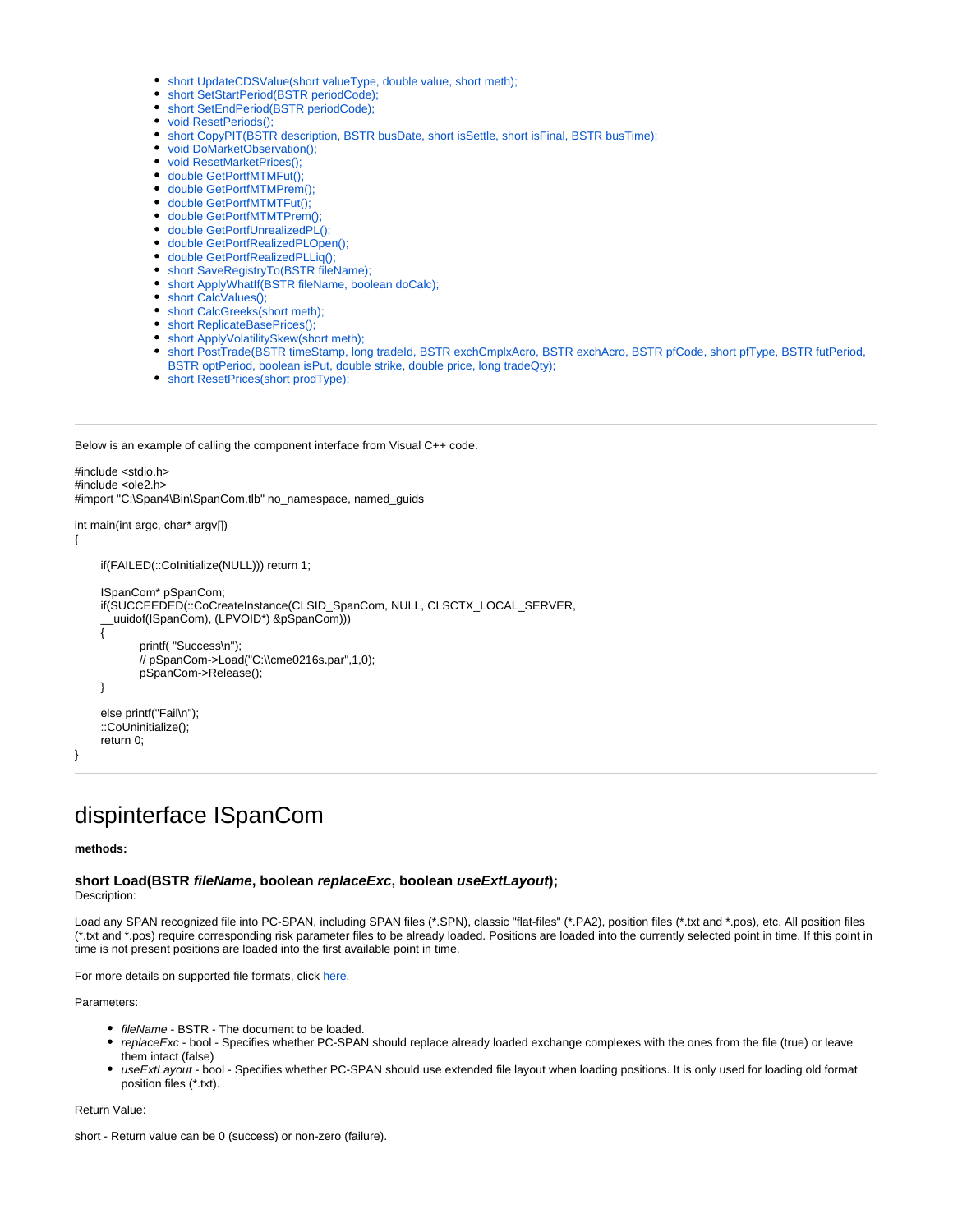- short UpdateCDSValue(short valueType, double value, short meth);
- short SetStartPeriod(BSTR periodCode);
- short SetEndPeriod(BSTR periodCode);
- void ResetPeriods();
- short CopyPIT(BSTR description, BSTR busDate, short isSettle, short isFinal, BSTR busTime);
- void DoMarketObservation();
- void ResetMarketPrices();
- double GetPortfMTMFut();
- double GetPortfMTMPrem();
- double GetPortfMTMTFut();
- double GetPortfMTMTPrem();
- double GetPortfUnrealizedPL();
- double GetPortfRealizedPLOpen();
- double GetPortfRealizedPLLiq();
- short SaveRegistryTo(BSTR fileName);
- short ApplyWhatIf(BSTR fileName, boolean doCalc);
- short CalcValues();
- short CalcGreeks(short meth);
- short ReplicateBasePrices();
- short ApplyVolatilitySkew(short meth);
- short PostTrade(BSTR timeStamp, long tradeId, BSTR exchCmplxAcro, BSTR exchAcro, BSTR pfCode, short pfType, BSTR futPeriod, BSTR optPeriod, boolean isPut, double strike, double price, long tradeQty);
- short ResetPrices(short prodType);

---

Below is an example of calling the component interface from Visual C++ code.

```
#include <stdio.h>
#include <ole2.h>
#import "C:\Span4\Bin\SpanCom.tlb" no_namespace, named_guids

int main(int argc, char* argv[])
{

    if(FAILED(::CoInitialize(NULL))) return 1;

    ISpanCom* pSpanCom;
    if(SUCCEEDED(::CoCreateInstance(CLSID_SpanCom, NULL, CLSCTX_LOCAL_SERVER,
    __uuidof(ISpanCom), (LPVOID*) &pSpanCom)))
    {
        printf( "Success\n");
        // pSpanCom->Load("C:\\cme0216s.par",1,0);
        pSpanCom->Release();
    }

    else printf("Fail\n");
    ::CoUninitialize();
    return 0;
}
```

---

# dispinterface ISpanCom

**methods:**

### short Load(BSTR *fileName*, boolean *replaceExc*, boolean *useExtLayout*);

Description:

Load any SPAN recognized file into PC-SPAN, including SPAN files (*.SPN), classic "flat-files" (*.PA2), position files (*.txt and *.pos), etc. All position files (*.txt and *.pos) require corresponding risk parameter files to be already loaded. Positions are loaded into the currently selected point in time. If this point in time is not present positions are loaded into the first available point in time.

For more details on supported file formats, click here.

Parameters:

- *fileName* - BSTR - The document to be loaded.
- *replaceExc* - bool - Specifies whether PC-SPAN should replace already loaded exchange complexes with the ones from the file (true) or leave them intact (false)
- *useExtLayout* - bool - Specifies whether PC-SPAN should use extended file layout when loading positions. It is only used for loading old format position files (*.txt).

Return Value:

short - Return value can be 0 (success) or non-zero (failure).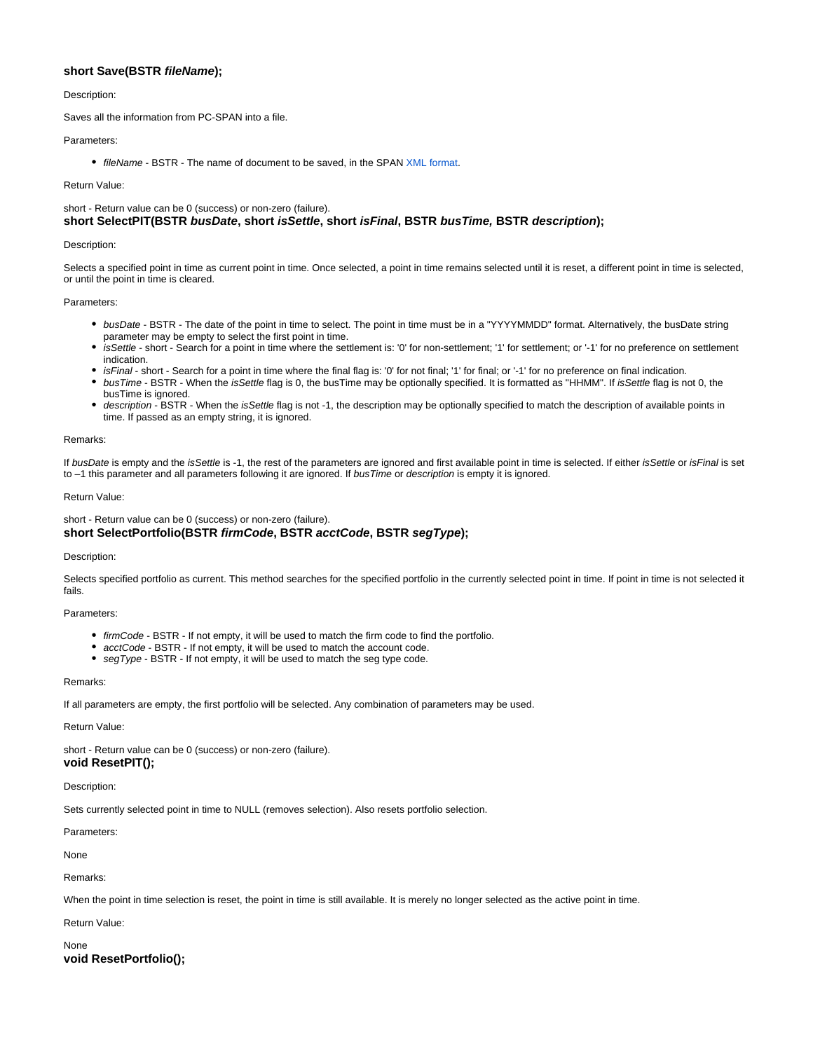### short Save(BSTR *fileName*);

Description:

Saves all the information from PC-SPAN into a file.

Parameters:

- *fileName* - BSTR - The name of document to be saved, in the SPAN XML format.

Return Value:

short - Return value can be 0 (success) or non-zero (failure).

### short SelectPIT(BSTR *busDate*, short *isSettle*, short *isFinal*, BSTR *busTime,* BSTR *description*);

Description:

Selects a specified point in time as current point in time. Once selected, a point in time remains selected until it is reset, a different point in time is selected, or until the point in time is cleared.

Parameters:

- *busDate* - BSTR - The date of the point in time to select. The point in time must be in a "YYYYMMDD" format. Alternatively, the busDate string parameter may be empty to select the first point in time.
- *isSettle* - short - Search for a point in time where the settlement is: '0' for non-settlement; '1' for settlement; or '-1' for no preference on settlement indication.
- *isFinal* - short - Search for a point in time where the final flag is: '0' for not final; '1' for final; or '-1' for no preference on final indication.
- *busTime* - BSTR - When the *isSettle* flag is 0, the busTime may be optionally specified. It is formatted as "HHMM". If *isSettle* flag is not 0, the busTime is ignored.
- *description* - BSTR - When the *isSettle* flag is not -1, the description may be optionally specified to match the description of available points in time. If passed as an empty string, it is ignored.

Remarks:

If *busDate* is empty and the *isSettle* is -1, the rest of the parameters are ignored and first available point in time is selected. If either *isSettle* or *isFinal* is set to –1 this parameter and all parameters following it are ignored. If *busTime* or *description* is empty it is ignored.

Return Value:

short - Return value can be 0 (success) or non-zero (failure).

### short SelectPortfolio(BSTR *firmCode*, BSTR *acctCode*, BSTR *segType*);

Description:

Selects specified portfolio as current. This method searches for the specified portfolio in the currently selected point in time. If point in time is not selected it fails.

Parameters:

- *firmCode* - BSTR - If not empty, it will be used to match the firm code to find the portfolio.
- *acctCode* - BSTR - If not empty, it will be used to match the account code.
- *segType* - BSTR - If not empty, it will be used to match the seg type code.

Remarks:

If all parameters are empty, the first portfolio will be selected. Any combination of parameters may be used.

Return Value:

short - Return value can be 0 (success) or non-zero (failure).

### void ResetPIT();

Description:

Sets currently selected point in time to NULL (removes selection). Also resets portfolio selection.

Parameters:

None

Remarks:

When the point in time selection is reset, the point in time is still available. It is merely no longer selected as the active point in time.

Return Value:

None

### void ResetPortfolio();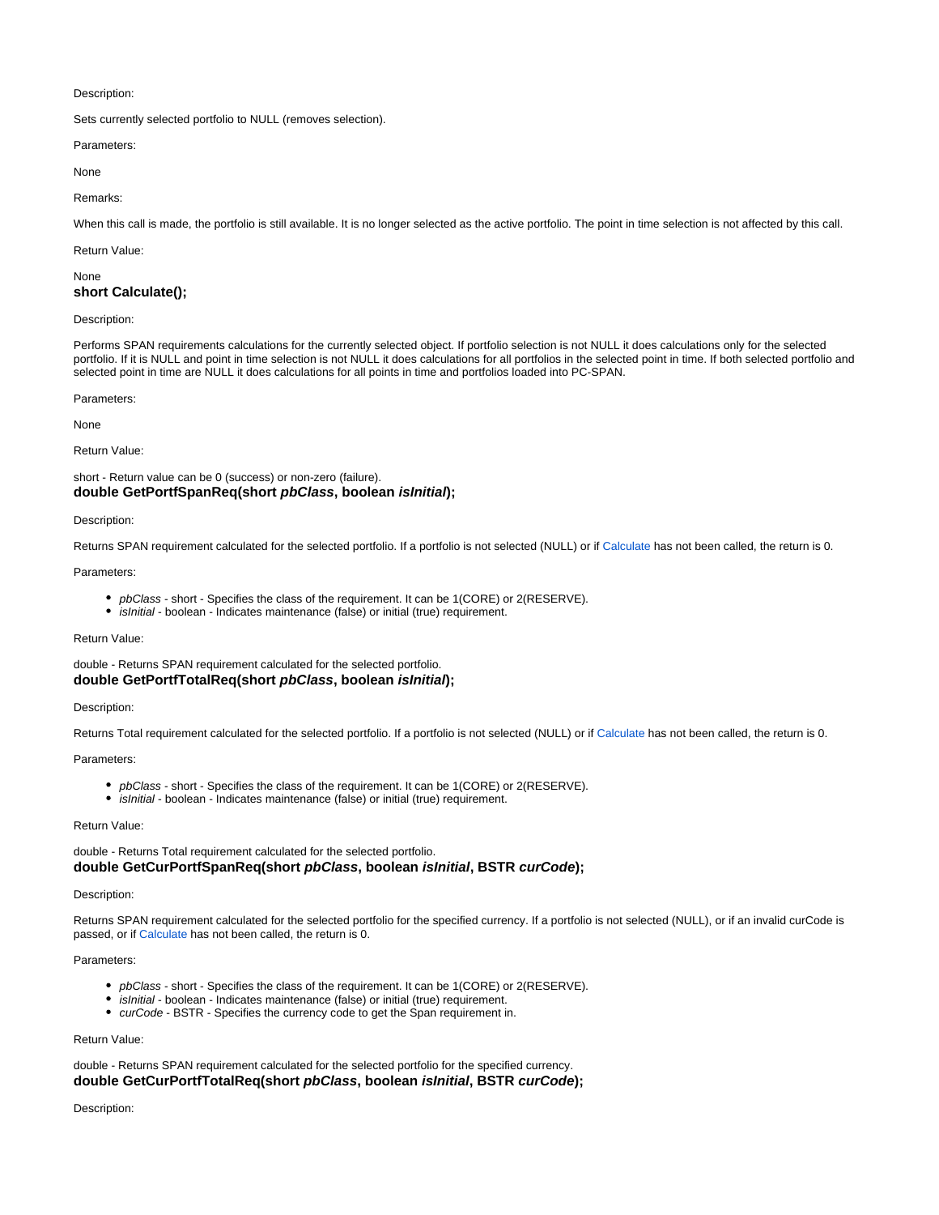Description:

Sets currently selected portfolio to NULL (removes selection).

Parameters:

None

Remarks:

When this call is made, the portfolio is still available. It is no longer selected as the active portfolio. The point in time selection is not affected by this call.

Return Value:

None

### short Calculate();

Description:

Performs SPAN requirements calculations for the currently selected object. If portfolio selection is not NULL it does calculations only for the selected portfolio. If it is NULL and point in time selection is not NULL it does calculations for all portfolios in the selected point in time. If both selected portfolio and selected point in time are NULL it does calculations for all points in time and portfolios loaded into PC-SPAN.

Parameters:

None

Return Value:

short - Return value can be 0 (success) or non-zero (failure).

### double GetPortfSpanReq(short *pbClass*, boolean *isInitial*);

Description:

Returns SPAN requirement calculated for the selected portfolio. If a portfolio is not selected (NULL) or if Calculate has not been called, the return is 0.

Parameters:

- *pbClass* - short - Specifies the class of the requirement. It can be 1(CORE) or 2(RESERVE).
- *isInitial* - boolean - Indicates maintenance (false) or initial (true) requirement.

Return Value:

double - Returns SPAN requirement calculated for the selected portfolio.

### double GetPortfTotalReq(short *pbClass*, boolean *isInitial*);

Description:

Returns Total requirement calculated for the selected portfolio. If a portfolio is not selected (NULL) or if Calculate has not been called, the return is 0.

Parameters:

- *pbClass* - short - Specifies the class of the requirement. It can be 1(CORE) or 2(RESERVE).
- *isInitial* - boolean - Indicates maintenance (false) or initial (true) requirement.

Return Value:

double - Returns Total requirement calculated for the selected portfolio.

### double GetCurPortfSpanReq(short *pbClass*, boolean *isInitial*, BSTR *curCode*);

Description:

Returns SPAN requirement calculated for the selected portfolio for the specified currency. If a portfolio is not selected (NULL), or if an invalid curCode is passed, or if Calculate has not been called, the return is 0.

Parameters:

- *pbClass* - short - Specifies the class of the requirement. It can be 1(CORE) or 2(RESERVE).
- *isInitial* - boolean - Indicates maintenance (false) or initial (true) requirement.
- *curCode* - BSTR - Specifies the currency code to get the Span requirement in.

Return Value:

double - Returns SPAN requirement calculated for the selected portfolio for the specified currency.

### double GetCurPortfTotalReq(short *pbClass*, boolean *isInitial*, BSTR *curCode*);

Description: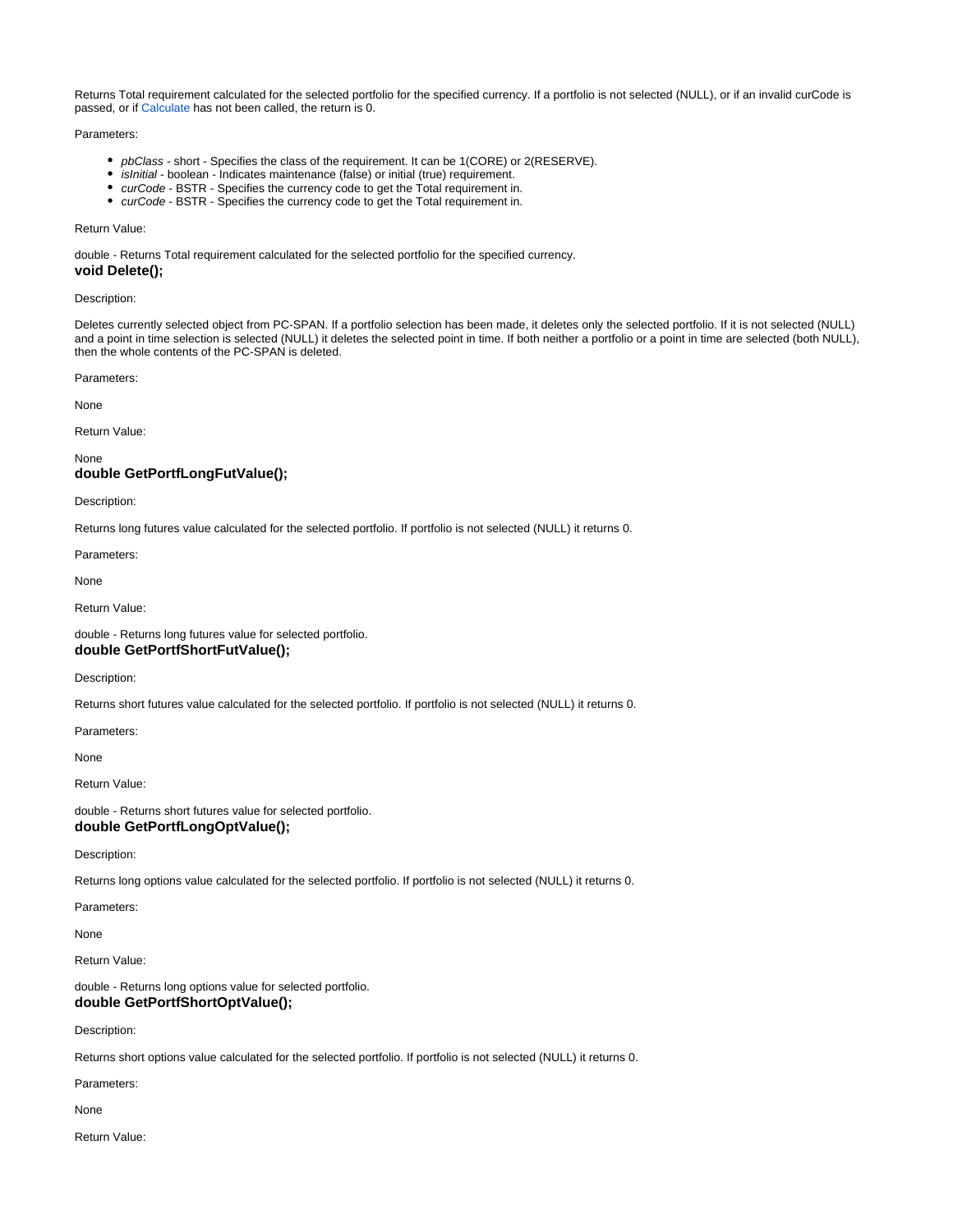Returns Total requirement calculated for the selected portfolio for the specified currency. If a portfolio is not selected (NULL), or if an invalid curCode is passed, or if Calculate has not been called, the return is 0.

Parameters:

- *pbClass* - short - Specifies the class of the requirement. It can be 1(CORE) or 2(RESERVE).
- *isInitial* - boolean - Indicates maintenance (false) or initial (true) requirement.
- *curCode* - BSTR - Specifies the currency code to get the Total requirement in.
- *curCode* - BSTR - Specifies the currency code to get the Total requirement in.

Return Value:

double - Returns Total requirement calculated for the selected portfolio for the specified currency.

### void Delete();

Description:

Deletes currently selected object from PC-SPAN. If a portfolio selection has been made, it deletes only the selected portfolio. If it is not selected (NULL) and a point in time selection is selected (NULL) it deletes the selected point in time. If both neither a portfolio or a point in time are selected (both NULL), then the whole contents of the PC-SPAN is deleted.

Parameters:

None

Return Value:

None

### double GetPortfLongFutValue();

Description:

Returns long futures value calculated for the selected portfolio. If portfolio is not selected (NULL) it returns 0.

Parameters:

None

Return Value:

double - Returns long futures value for selected portfolio.

### double GetPortfShortFutValue();

Description:

Returns short futures value calculated for the selected portfolio. If portfolio is not selected (NULL) it returns 0.

Parameters:

None

Return Value:

double - Returns short futures value for selected portfolio.

### double GetPortfLongOptValue();

Description:

Returns long options value calculated for the selected portfolio. If portfolio is not selected (NULL) it returns 0.

Parameters:

None

Return Value:

double - Returns long options value for selected portfolio.

### double GetPortfShortOptValue();

Description:

Returns short options value calculated for the selected portfolio. If portfolio is not selected (NULL) it returns 0.

Parameters:

None

Return Value: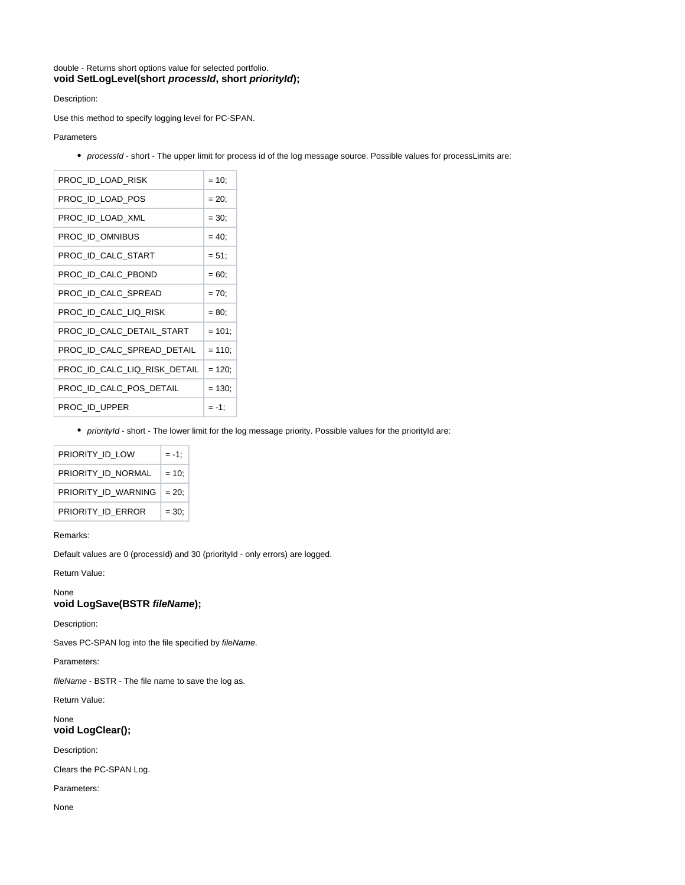double - Returns short options value for selected portfolio.

### void SetLogLevel(short *processId*, short *priorityId*);

Description:

Use this method to specify logging level for PC-SPAN.

Parameters

- *processId* - short - The upper limit for process id of the log message source. Possible values for processLimits are:

| | |
|---|---|
| PROC_ID_LOAD_RISK | = 10; |
| PROC_ID_LOAD_POS | = 20; |
| PROC_ID_LOAD_XML | = 30; |
| PROC_ID_OMNIBUS | = 40; |
| PROC_ID_CALC_START | = 51; |
| PROC_ID_CALC_PBOND | = 60; |
| PROC_ID_CALC_SPREAD | = 70; |
| PROC_ID_CALC_LIQ_RISK | = 80; |
| PROC_ID_CALC_DETAIL_START | = 101; |
| PROC_ID_CALC_SPREAD_DETAIL | = 110; |
| PROC_ID_CALC_LIQ_RISK_DETAIL | = 120; |
| PROC_ID_CALC_POS_DETAIL | = 130; |
| PROC_ID_UPPER | = -1; |

- *priorityId* - short - The lower limit for the log message priority. Possible values for the priorityId are:

| | |
|---|---|
| PRIORITY_ID_LOW | = -1; |
| PRIORITY_ID_NORMAL | = 10; |
| PRIORITY_ID_WARNING | = 20; |
| PRIORITY_ID_ERROR | = 30; |

Remarks:

Default values are 0 (processId) and 30 (priorityId - only errors) are logged.

Return Value:

None

### void LogSave(BSTR *fileName*);

Description:

Saves PC-SPAN log into the file specified by *fileName*.

Parameters:

*fileName* - BSTR - The file name to save the log as.

Return Value:

None

### void LogClear();

Description:

Clears the PC-SPAN Log.

Parameters:

None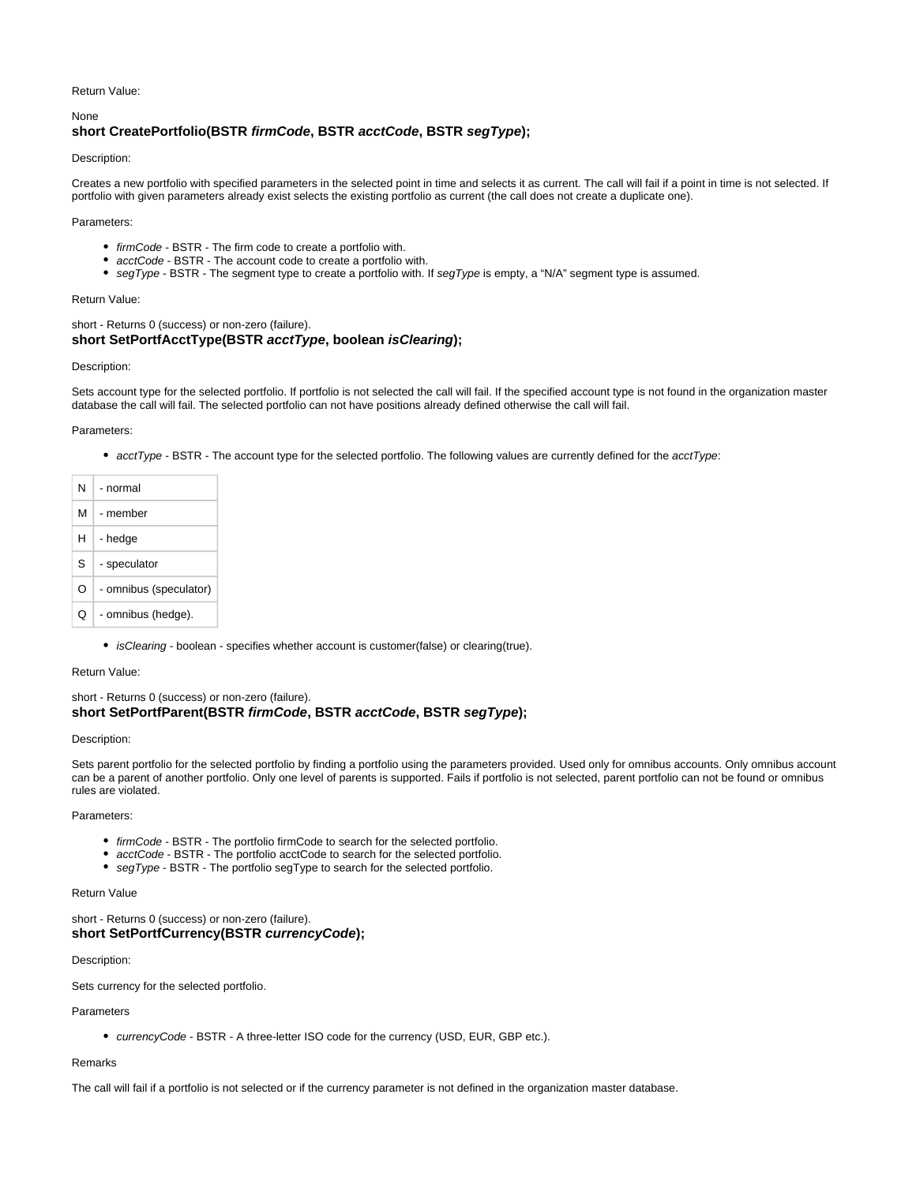Return Value:

None

### short CreatePortfolio(BSTR *firmCode*, BSTR *acctCode*, BSTR *segType*);

Description:

Creates a new portfolio with specified parameters in the selected point in time and selects it as current. The call will fail if a point in time is not selected. If portfolio with given parameters already exist selects the existing portfolio as current (the call does not create a duplicate one).

Parameters:

- *firmCode* - BSTR - The firm code to create a portfolio with.
- *acctCode* - BSTR - The account code to create a portfolio with.
- *segType* - BSTR - The segment type to create a portfolio with. If *segType* is empty, a "N/A" segment type is assumed.

Return Value:

short - Returns 0 (success) or non-zero (failure).

### short SetPortfAcctType(BSTR *acctType*, boolean *isClearing*);

Description:

Sets account type for the selected portfolio. If portfolio is not selected the call will fail. If the specified account type is not found in the organization master database the call will fail. The selected portfolio can not have positions already defined otherwise the call will fail.

Parameters:

- *acctType* - BSTR - The account type for the selected portfolio. The following values are currently defined for the *acctType*:

| | |
|---|---|
| N | - normal |
| M | - member |
| H | - hedge |
| S | - speculator |
| O | - omnibus (speculator) |
| Q | - omnibus (hedge). |

- *isClearing* - boolean - specifies whether account is customer(false) or clearing(true).

Return Value:

short - Returns 0 (success) or non-zero (failure).

### short SetPortfParent(BSTR *firmCode*, BSTR *acctCode*, BSTR *segType*);

Description:

Sets parent portfolio for the selected portfolio by finding a portfolio using the parameters provided. Used only for omnibus accounts. Only omnibus account can be a parent of another portfolio. Only one level of parents is supported. Fails if portfolio is not selected, parent portfolio can not be found or omnibus rules are violated.

Parameters:

- *firmCode* - BSTR - The portfolio firmCode to search for the selected portfolio.
- *acctCode* - BSTR - The portfolio acctCode to search for the selected portfolio.
- *segType* - BSTR - The portfolio segType to search for the selected portfolio.

Return Value

short - Returns 0 (success) or non-zero (failure).

### short SetPortfCurrency(BSTR *currencyCode*);

Description:

Sets currency for the selected portfolio.

Parameters

- *currencyCode* - BSTR - A three-letter ISO code for the currency (USD, EUR, GBP etc.).

Remarks

The call will fail if a portfolio is not selected or if the currency parameter is not defined in the organization master database.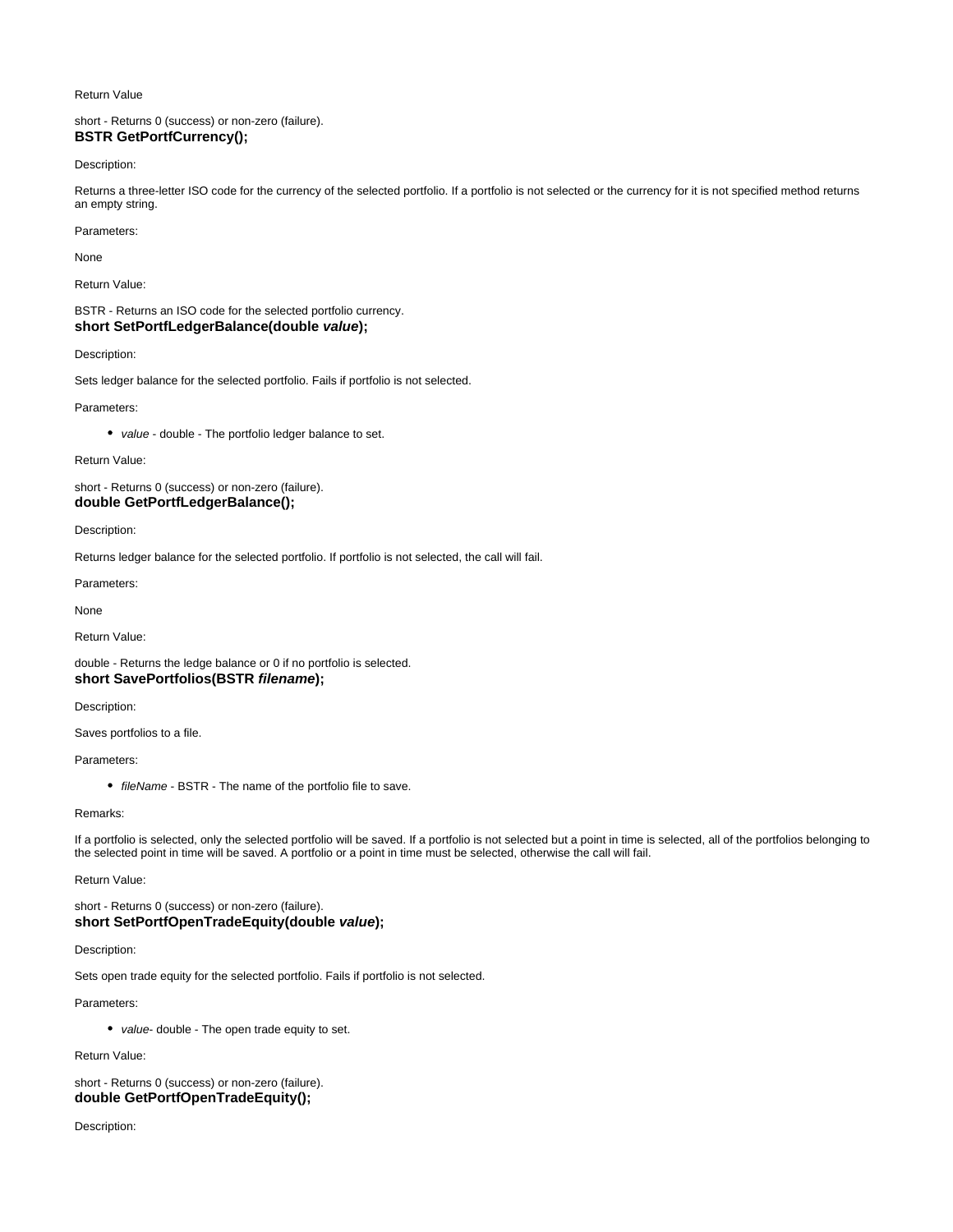Return Value

short - Returns 0 (success) or non-zero (failure).

**BSTR GetPortfCurrency();**

Description:

Returns a three-letter ISO code for the currency of the selected portfolio. If a portfolio is not selected or the currency for it is not specified method returns an empty string.

Parameters:

None

Return Value:

BSTR - Returns an ISO code for the selected portfolio currency.

**short SetPortfLedgerBalance(double *value*);**

Description:

Sets ledger balance for the selected portfolio. Fails if portfolio is not selected.

Parameters:

- *value* - double - The portfolio ledger balance to set.

Return Value:

short - Returns 0 (success) or non-zero (failure).

**double GetPortfLedgerBalance();**

Description:

Returns ledger balance for the selected portfolio. If portfolio is not selected, the call will fail.

Parameters:

None

Return Value:

double - Returns the ledge balance or 0 if no portfolio is selected.

**short SavePortfolios(BSTR *filename*);**

Description:

Saves portfolios to a file.

Parameters:

- *fileName* - BSTR - The name of the portfolio file to save.

Remarks:

If a portfolio is selected, only the selected portfolio will be saved. If a portfolio is not selected but a point in time is selected, all of the portfolios belonging to the selected point in time will be saved. A portfolio or a point in time must be selected, otherwise the call will fail.

Return Value:

short - Returns 0 (success) or non-zero (failure).

**short SetPortfOpenTradeEquity(double *value*);**

Description:

Sets open trade equity for the selected portfolio. Fails if portfolio is not selected.

Parameters:

- *value*- double - The open trade equity to set.

Return Value:

short - Returns 0 (success) or non-zero (failure).

**double GetPortfOpenTradeEquity();**

Description: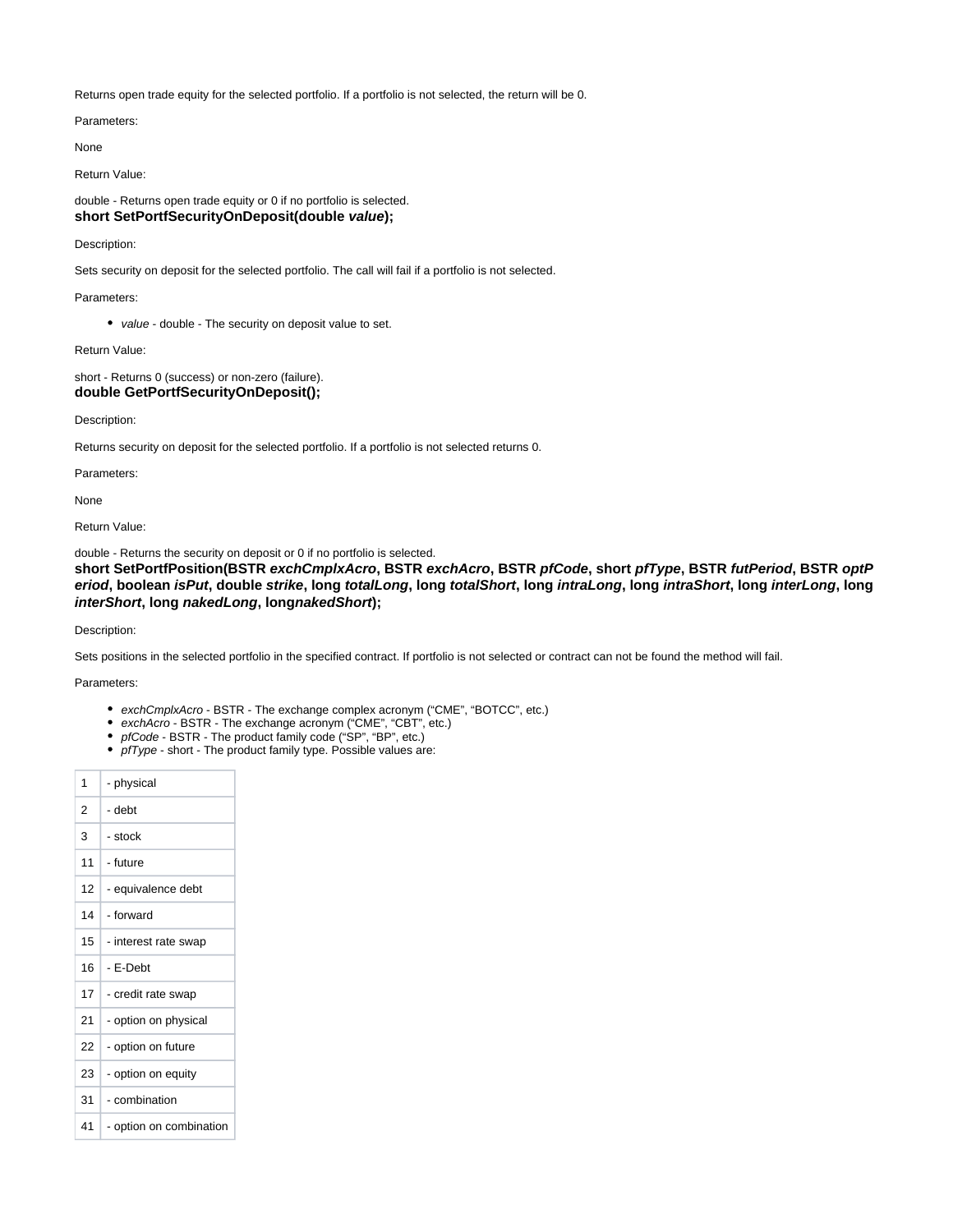Returns open trade equity for the selected portfolio. If a portfolio is not selected, the return will be 0.

Parameters:

None

Return Value:

double - Returns open trade equity or 0 if no portfolio is selected.

### short SetPortfSecurityOnDeposit(double *value*);

Description:

Sets security on deposit for the selected portfolio. The call will fail if a portfolio is not selected.

Parameters:

- *value* - double - The security on deposit value to set.

Return Value:

short - Returns 0 (success) or non-zero (failure).

### double GetPortfSecurityOnDeposit();

Description:

Returns security on deposit for the selected portfolio. If a portfolio is not selected returns 0.

Parameters:

None

Return Value:

double - Returns the security on deposit or 0 if no portfolio is selected.

### short SetPortfPosition(BSTR *exchCmplxAcro*, BSTR *exchAcro*, BSTR *pfCode*, short *pfType*, BSTR *futPeriod*, BSTR *optPeriod*, boolean *isPut*, double *strike*, long *totalLong*, long *totalShort*, long *intraLong*, long *intraShort*, long *interLong*, long *interShort*, long *nakedLong*, long*nakedShort*);

Description:

Sets positions in the selected portfolio in the specified contract. If portfolio is not selected or contract can not be found the method will fail.

Parameters:

- *exchCmplxAcro* - BSTR - The exchange complex acronym (“CME”, “BOTCC”, etc.)
- *exchAcro* - BSTR - The exchange acronym (“CME”, “CBT”, etc.)
- *pfCode* - BSTR - The product family code (“SP”, “BP”, etc.)
- *pfType* - short - The product family type. Possible values are:

| | |
|---|---|
| 1 | - physical |
| 2 | - debt |
| 3 | - stock |
| 11 | - future |
| 12 | - equivalence debt |
| 14 | - forward |
| 15 | - interest rate swap |
| 16 | - E-Debt |
| 17 | - credit rate swap |
| 21 | - option on physical |
| 22 | - option on future |
| 23 | - option on equity |
| 31 | - combination |
| 41 | - option on combination |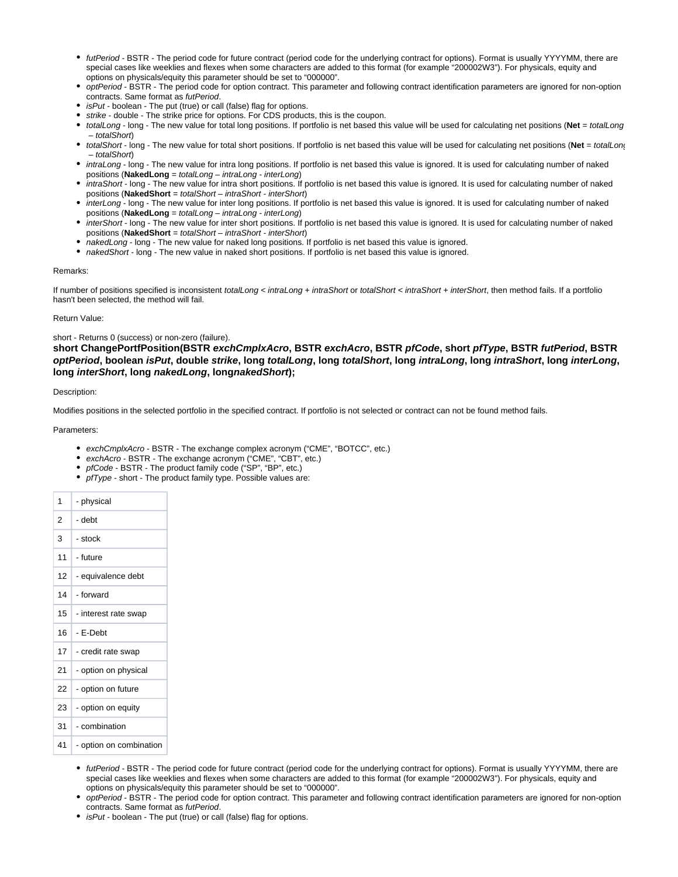- *futPeriod* - BSTR - The period code for future contract (period code for the underlying contract for options). Format is usually YYYYMM, there are special cases like weeklies and flexes when some characters are added to this format (for example "200002W3"). For physicals, equity and options on physicals/equity this parameter should be set to "000000".
- *optPeriod* - BSTR - The period code for option contract. This parameter and following contract identification parameters are ignored for non-option contracts. Same format as *futPeriod*.
- *isPut* - boolean - The put (true) or call (false) flag for options.
- *strike* - double - The strike price for options. For CDS products, this is the coupon.
- *totalLong* - long - The new value for total long positions. If portfolio is net based this value will be used for calculating net positions (**Net** = *totalLong* – *totalShort*)
- *totalShort* - long - The new value for total short positions. If portfolio is net based this value will be used for calculating net positions (**Net** = *totalLong* – *totalShort*)
- *intraLong* - long - The new value for intra long positions. If portfolio is net based this value is ignored. It is used for calculating number of naked positions (**NakedLong** = *totalLong* – *intraLong* - *interLong*)
- *intraShort* - long - The new value for intra short positions. If portfolio is net based this value is ignored. It is used for calculating number of naked positions (**NakedShort** = *totalShort* – *intraShort* - *interShort*)
- *interLong* - long - The new value for inter long positions. If portfolio is net based this value is ignored. It is used for calculating number of naked positions (**NakedLong** = *totalLong* – *intraLong* - *interLong*)
- *interShort* - long - The new value for inter short positions. If portfolio is net based this value is ignored. It is used for calculating number of naked positions (**NakedShort** = *totalShort* – *intraShort* - *interShort*)
- *nakedLong* - long - The new value for naked long positions. If portfolio is net based this value is ignored.
- *nakedShort* - long - The new value in naked short positions. If portfolio is net based this value is ignored.

Remarks:

If number of positions specified is inconsistent *totalLong* < *intraLong* + *intraShort* or *totalShort* < *intraShort* + *interShort*, then method fails. If a portfolio hasn't been selected, the method will fail.

Return Value:

short - Returns 0 (success) or non-zero (failure).

**short ChangePortfPosition(BSTR *exchCmplxAcro*, BSTR *exchAcro*, BSTR *pfCode*, short *pfType*, BSTR *futPeriod*, BSTR *optPeriod*, boolean *isPut*, double *strike*, long *totalLong*, long *totalShort*, long *intraLong*, long *intraShort*, long *interLong*, long *interShort*, long *nakedLong*, long*nakedShort*);**

Description:

Modifies positions in the selected portfolio in the specified contract. If portfolio is not selected or contract can not be found method fails.

Parameters:

- *exchCmplxAcro* - BSTR - The exchange complex acronym ("CME", "BOTCC", etc.)
- *exchAcro* - BSTR - The exchange acronym ("CME", "CBT", etc.)
- *pfCode* - BSTR - The product family code ("SP", "BP", etc.)
- *pfType* - short - The product family type. Possible values are:

| | |
|---|---|
| 1 | - physical |
| 2 | - debt |
| 3 | - stock |
| 11 | - future |
| 12 | - equivalence debt |
| 14 | - forward |
| 15 | - interest rate swap |
| 16 | - E-Debt |
| 17 | - credit rate swap |
| 21 | - option on physical |
| 22 | - option on future |
| 23 | - option on equity |
| 31 | - combination |
| 41 | - option on combination |

- *futPeriod* - BSTR - The period code for future contract (period code for the underlying contract for options). Format is usually YYYYMM, there are special cases like weeklies and flexes when some characters are added to this format (for example "200002W3"). For physicals, equity and options on physicals/equity this parameter should be set to "000000".
- *optPeriod* - BSTR - The period code for option contract. This parameter and following contract identification parameters are ignored for non-option contracts. Same format as *futPeriod*.
- *isPut* - boolean - The put (true) or call (false) flag for options.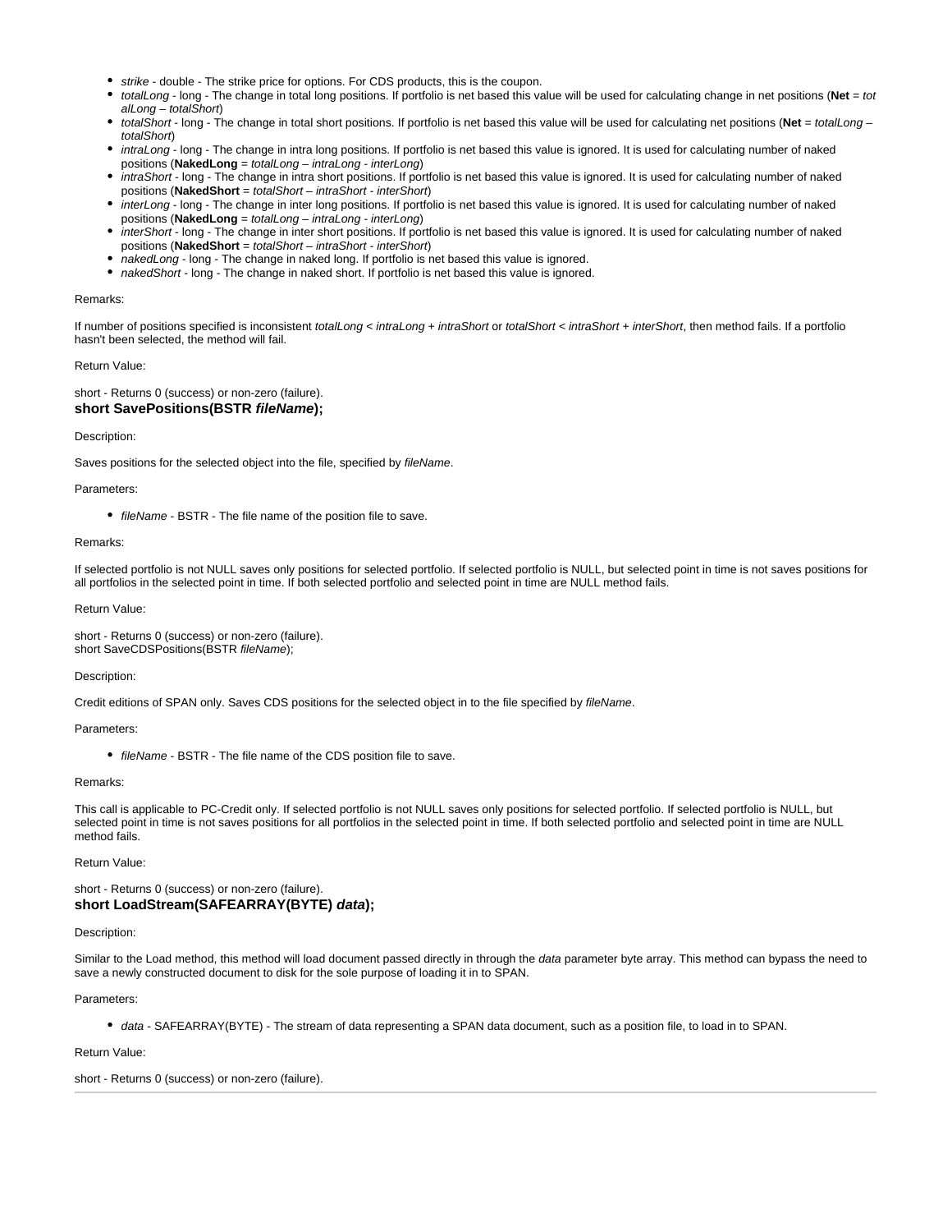- *strike* - double - The strike price for options. For CDS products, this is the coupon.
- *totalLong* - long - The change in total long positions. If portfolio is net based this value will be used for calculating change in net positions (**Net** = *totalLong – totalShort*)
- *totalShort* - long - The change in total short positions. If portfolio is net based this value will be used for calculating net positions (**Net** = *totalLong – totalShort*)
- *intraLong* - long - The change in intra long positions. If portfolio is net based this value is ignored. It is used for calculating number of naked positions (**NakedLong** = *totalLong – intraLong - interLong*)
- *intraShort* - long - The change in intra short positions. If portfolio is net based this value is ignored. It is used for calculating number of naked positions (**NakedShort** = *totalShort – intraShort - interShort*)
- *interLong* - long - The change in inter long positions. If portfolio is net based this value is ignored. It is used for calculating number of naked positions (**NakedLong** = *totalLong – intraLong - interLong*)
- *interShort* - long - The change in inter short positions. If portfolio is net based this value is ignored. It is used for calculating number of naked positions (**NakedShort** = *totalShort – intraShort - interShort*)
- *nakedLong* - long - The change in naked long. If portfolio is net based this value is ignored.
- *nakedShort* - long - The change in naked short. If portfolio is net based this value is ignored.

Remarks:

If number of positions specified is inconsistent *totalLong < intraLong + intraShort* or *totalShort < intraShort + interShort*, then method fails. If a portfolio hasn't been selected, the method will fail.

Return Value:

short - Returns 0 (success) or non-zero (failure).

**short SavePositions(BSTR *fileName*);**

Description:

Saves positions for the selected object into the file, specified by *fileName*.

Parameters:

- *fileName* - BSTR - The file name of the position file to save.

Remarks:

If selected portfolio is not NULL saves only positions for selected portfolio. If selected portfolio is NULL, but selected point in time is not saves positions for all portfolios in the selected point in time. If both selected portfolio and selected point in time are NULL method fails.

Return Value:

short - Returns 0 (success) or non-zero (failure).

short SaveCDSPositions(BSTR *fileName*);

Description:

Credit editions of SPAN only. Saves CDS positions for the selected object in to the file specified by *fileName*.

Parameters:

- *fileName* - BSTR - The file name of the CDS position file to save.

Remarks:

This call is applicable to PC-Credit only. If selected portfolio is not NULL saves only positions for selected portfolio. If selected portfolio is NULL, but selected point in time is not saves positions for all portfolios in the selected point in time. If both selected portfolio and selected point in time are NULL method fails.

Return Value:

short - Returns 0 (success) or non-zero (failure).

**short LoadStream(SAFEARRAY(BYTE) *data*);**

Description:

Similar to the Load method, this method will load document passed directly in through the *data* parameter byte array. This method can bypass the need to save a newly constructed document to disk for the sole purpose of loading it in to SPAN.

Parameters:

- *data* - SAFEARRAY(BYTE) - The stream of data representing a SPAN data document, such as a position file, to load in to SPAN.

Return Value:

short - Returns 0 (success) or non-zero (failure).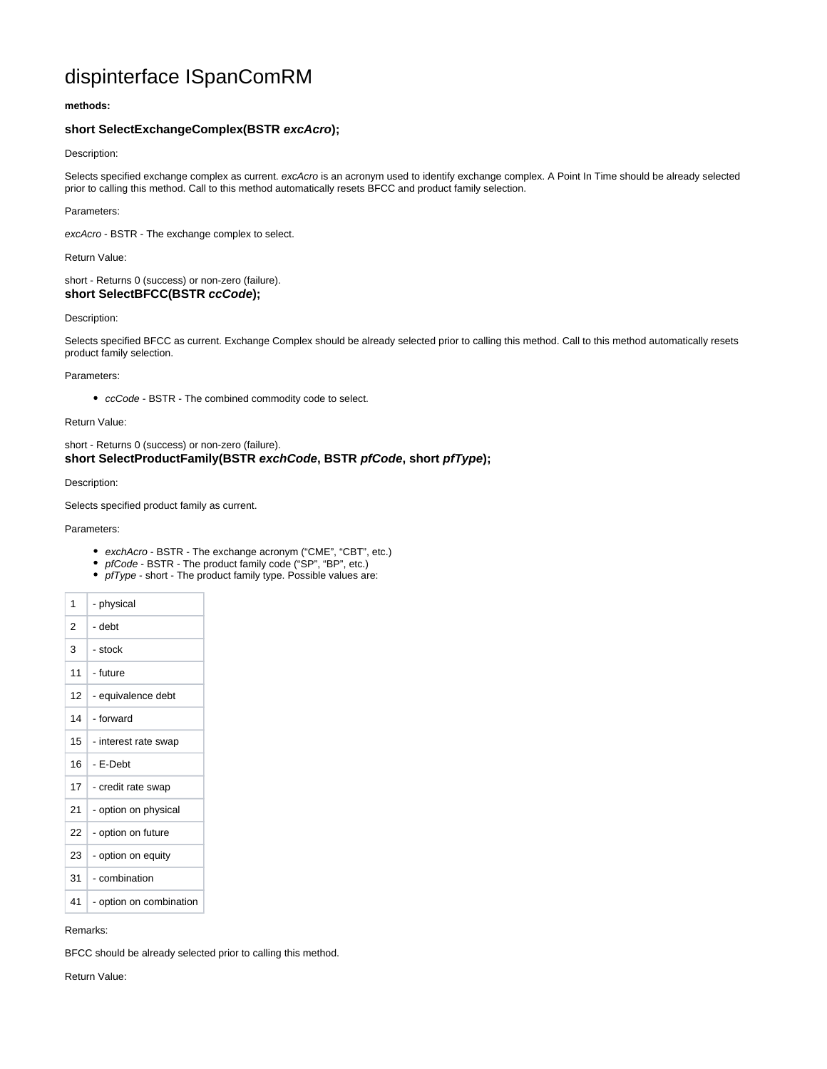# dispinterface ISpanComRM

**methods:**

### short SelectExchangeComplex(BSTR *excAcro*);

Description:

Selects specified exchange complex as current. *excAcro* is an acronym used to identify exchange complex. A Point In Time should be already selected prior to calling this method. Call to this method automatically resets BFCC and product family selection.

Parameters:

*excAcro* - BSTR - The exchange complex to select.

Return Value:

short - Returns 0 (success) or non-zero (failure).

### short SelectBFCC(BSTR *ccCode*);

Description:

Selects specified BFCC as current. Exchange Complex should be already selected prior to calling this method. Call to this method automatically resets product family selection.

Parameters:

- *ccCode* - BSTR - The combined commodity code to select.

Return Value:

short - Returns 0 (success) or non-zero (failure).

### short SelectProductFamily(BSTR *exchCode*, BSTR *pfCode*, short *pfType*);

Description:

Selects specified product family as current.

Parameters:

- *exchAcro* - BSTR - The exchange acronym ("CME", "CBT", etc.)
- *pfCode* - BSTR - The product family code ("SP", "BP", etc.)
- *pfType* - short - The product family type. Possible values are:

| | |
|---|---|
| 1 | - physical |
| 2 | - debt |
| 3 | - stock |
| 11 | - future |
| 12 | - equivalence debt |
| 14 | - forward |
| 15 | - interest rate swap |
| 16 | - E-Debt |
| 17 | - credit rate swap |
| 21 | - option on physical |
| 22 | - option on future |
| 23 | - option on equity |
| 31 | - combination |
| 41 | - option on combination |

Remarks:

BFCC should be already selected prior to calling this method.

Return Value: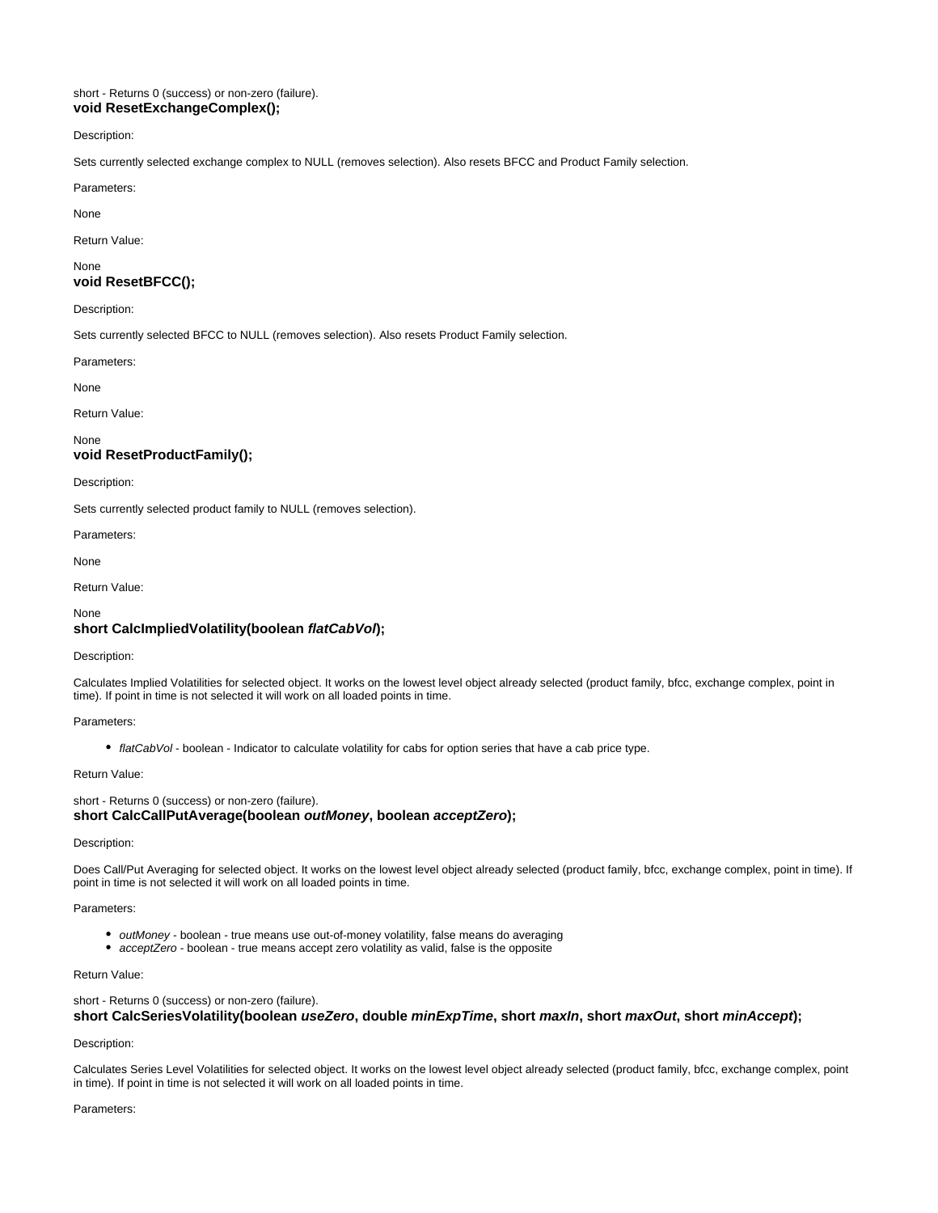short - Returns 0 (success) or non-zero (failure).

### void ResetExchangeComplex();

Description:

Sets currently selected exchange complex to NULL (removes selection). Also resets BFCC and Product Family selection.

Parameters:

None

Return Value:

None

### void ResetBFCC();

Description:

Sets currently selected BFCC to NULL (removes selection). Also resets Product Family selection.

Parameters:

None

Return Value:

None

### void ResetProductFamily();

Description:

Sets currently selected product family to NULL (removes selection).

Parameters:

None

Return Value:

None

### short CalcImpliedVolatility(boolean *flatCabVol*);

Description:

Calculates Implied Volatilities for selected object. It works on the lowest level object already selected (product family, bfcc, exchange complex, point in time). If point in time is not selected it will work on all loaded points in time.

Parameters:

- *flatCabVol* - boolean - Indicator to calculate volatility for cabs for option series that have a cab price type.

Return Value:

short - Returns 0 (success) or non-zero (failure).

### short CalcCallPutAverage(boolean *outMoney*, boolean *acceptZero*);

Description:

Does Call/Put Averaging for selected object. It works on the lowest level object already selected (product family, bfcc, exchange complex, point in time). If point in time is not selected it will work on all loaded points in time.

Parameters:

- *outMoney* - boolean - true means use out-of-money volatility, false means do averaging
- *acceptZero* - boolean - true means accept zero volatility as valid, false is the opposite

Return Value:

short - Returns 0 (success) or non-zero (failure).

### short CalcSeriesVolatility(boolean *useZero*, double *minExpTime*, short *maxIn*, short *maxOut*, short *minAccept*);

Description:

Calculates Series Level Volatilities for selected object. It works on the lowest level object already selected (product family, bfcc, exchange complex, point in time). If point in time is not selected it will work on all loaded points in time.

Parameters: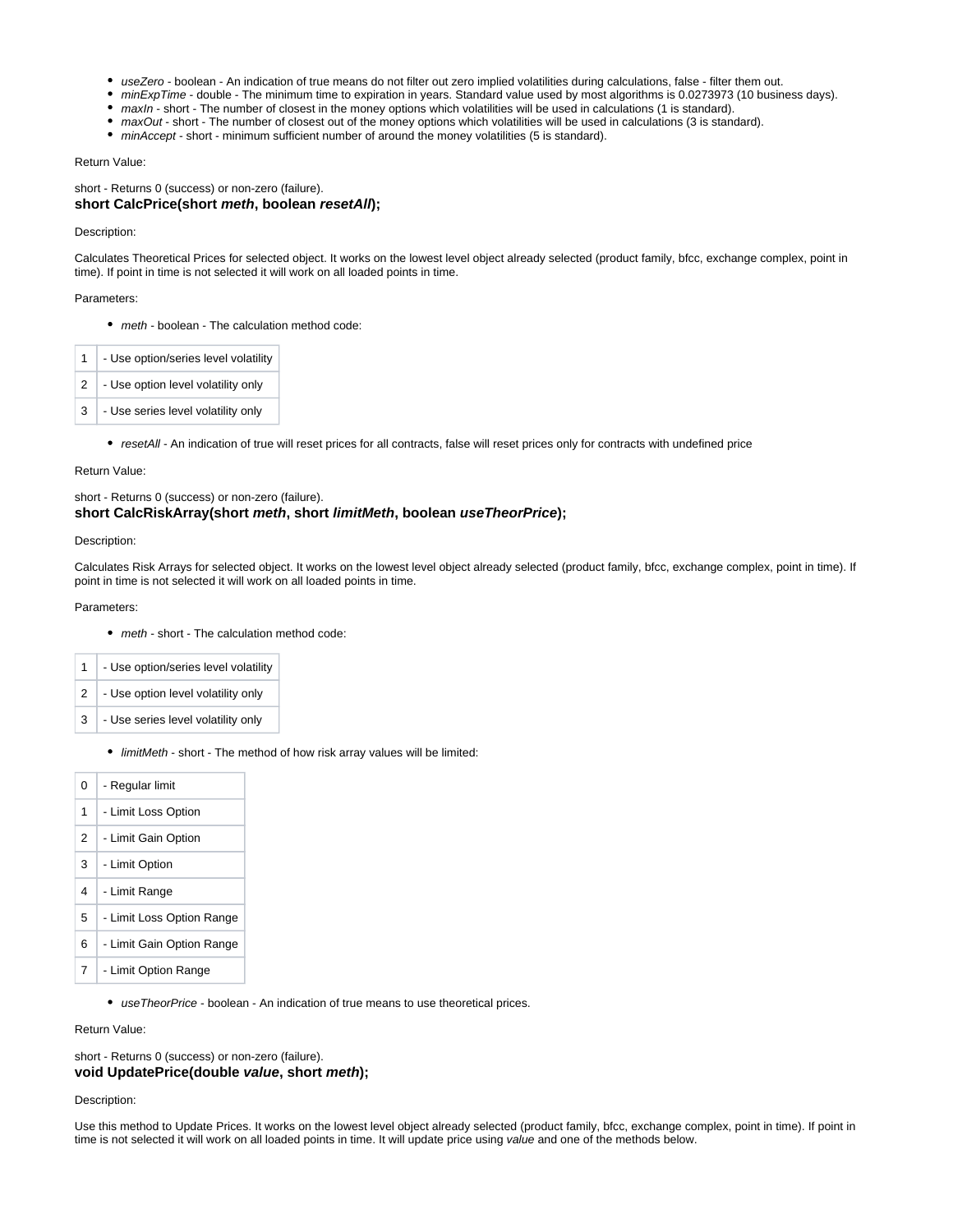- *useZero* - boolean - An indication of true means do not filter out zero implied volatilities during calculations, false - filter them out.
- *minExpTime* - double - The minimum time to expiration in years. Standard value used by most algorithms is 0.0273973 (10 business days).
- *maxIn* - short - The number of closest in the money options which volatilities will be used in calculations (1 is standard).
- *maxOut* - short - The number of closest out of the money options which volatilities will be used in calculations (3 is standard).
- *minAccept* - short - minimum sufficient number of around the money volatilities (5 is standard).

Return Value:

short - Returns 0 (success) or non-zero (failure).

**short CalcPrice(short *meth*, boolean *resetAll*);**

Description:

Calculates Theoretical Prices for selected object. It works on the lowest level object already selected (product family, bfcc, exchange complex, point in time). If point in time is not selected it will work on all loaded points in time.

Parameters:

- *meth* - boolean - The calculation method code:

| | |
|---|---|
| 1 | - Use option/series level volatility |
| 2 | - Use option level volatility only |
| 3 | - Use series level volatility only |

- *resetAll* - An indication of true will reset prices for all contracts, false will reset prices only for contracts with undefined price

Return Value:

short - Returns 0 (success) or non-zero (failure).

**short CalcRiskArray(short *meth*, short *limitMeth*, boolean *useTheorPrice*);**

Description:

Calculates Risk Arrays for selected object. It works on the lowest level object already selected (product family, bfcc, exchange complex, point in time). If point in time is not selected it will work on all loaded points in time.

Parameters:

- *meth* - short - The calculation method code:

| | |
|---|---|
| 1 | - Use option/series level volatility |
| 2 | - Use option level volatility only |
| 3 | - Use series level volatility only |

- *limitMeth* - short - The method of how risk array values will be limited:

| | |
|---|---|
| 0 | - Regular limit |
| 1 | - Limit Loss Option |
| 2 | - Limit Gain Option |
| 3 | - Limit Option |
| 4 | - Limit Range |
| 5 | - Limit Loss Option Range |
| 6 | - Limit Gain Option Range |
| 7 | - Limit Option Range |

- *useTheorPrice* - boolean - An indication of true means to use theoretical prices.

Return Value:

short - Returns 0 (success) or non-zero (failure).

**void UpdatePrice(double *value*, short *meth*);**

Description:

Use this method to Update Prices. It works on the lowest level object already selected (product family, bfcc, exchange complex, point in time). If point in time is not selected it will work on all loaded points in time. It will update price using *value* and one of the methods below.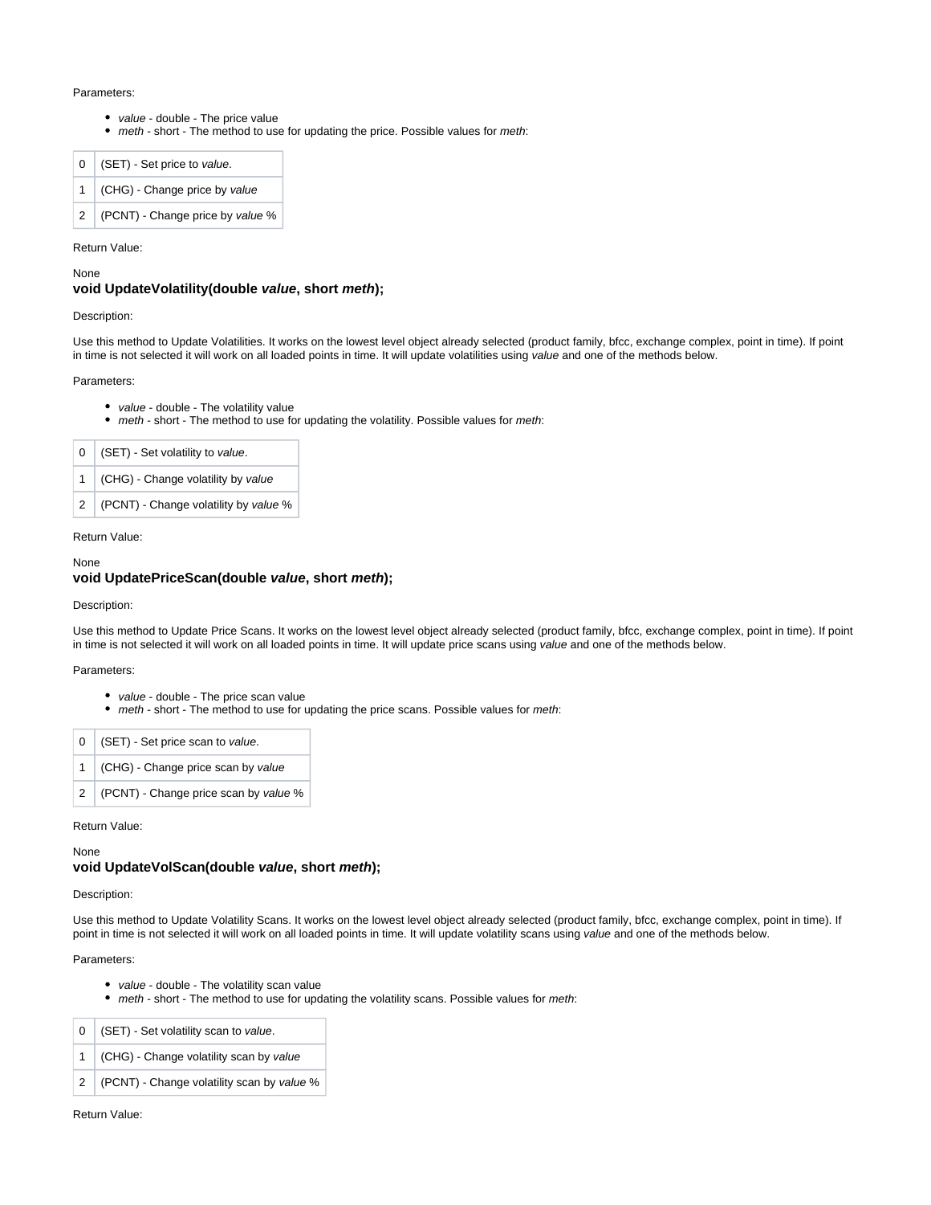Parameters:

- *value* - double - The price value
- *meth* - short - The method to use for updating the price. Possible values for *meth*:

| | |
|---|---|
| 0 | (SET) - Set price to *value*. |
| 1 | (CHG) - Change price by *value* |
| 2 | (PCNT) - Change price by *value* % |

Return Value:

None

### void UpdateVolatility(double *value*, short *meth*);

Description:

Use this method to Update Volatilities. It works on the lowest level object already selected (product family, bfcc, exchange complex, point in time). If point in time is not selected it will work on all loaded points in time. It will update volatilities using *value* and one of the methods below.

Parameters:

- *value* - double - The volatility value
- *meth* - short - The method to use for updating the volatility. Possible values for *meth*:

| | |
|---|---|
| 0 | (SET) - Set volatility to *value*. |
| 1 | (CHG) - Change volatility by *value* |
| 2 | (PCNT) - Change volatility by *value* % |

Return Value:

None

### void UpdatePriceScan(double *value*, short *meth*);

Description:

Use this method to Update Price Scans. It works on the lowest level object already selected (product family, bfcc, exchange complex, point in time). If point in time is not selected it will work on all loaded points in time. It will update price scans using *value* and one of the methods below.

Parameters:

- *value* - double - The price scan value
- *meth* - short - The method to use for updating the price scans. Possible values for *meth*:

| | |
|---|---|
| 0 | (SET) - Set price scan to *value*. |
| 1 | (CHG) - Change price scan by *value* |
| 2 | (PCNT) - Change price scan by *value* % |

Return Value:

None

### void UpdateVolScan(double *value*, short *meth*);

Description:

Use this method to Update Volatility Scans. It works on the lowest level object already selected (product family, bfcc, exchange complex, point in time). If point in time is not selected it will work on all loaded points in time. It will update volatility scans using *value* and one of the methods below.

Parameters:

- *value* - double - The volatility scan value
- *meth* - short - The method to use for updating the volatility scans. Possible values for *meth*:

| | |
|---|---|
| 0 | (SET) - Set volatility scan to *value*. |
| 1 | (CHG) - Change volatility scan by *value* |
| 2 | (PCNT) - Change volatility scan by *value* % |

Return Value: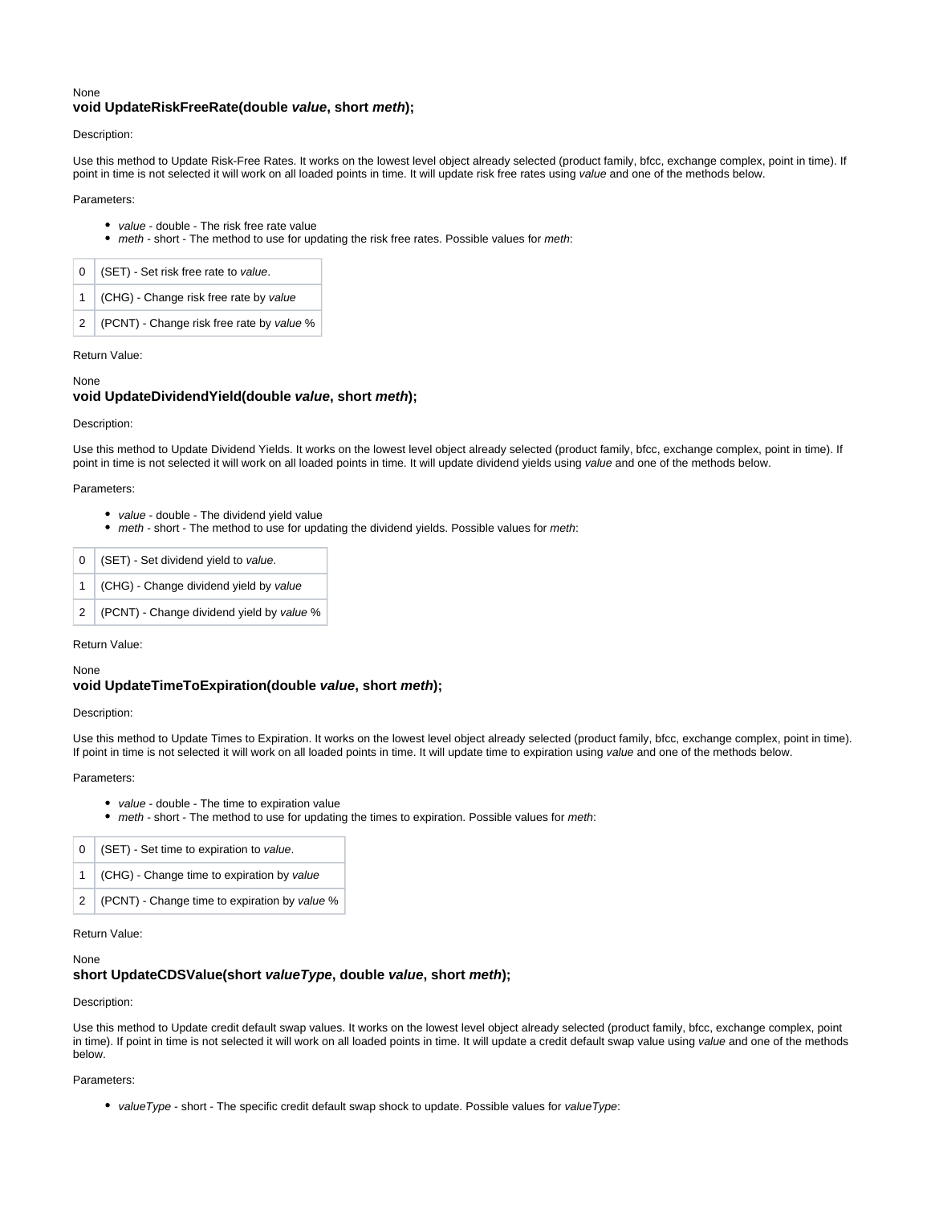None

**void UpdateRiskFreeRate(double *value*, short *meth*);**

Description:

Use this method to Update Risk-Free Rates. It works on the lowest level object already selected (product family, bfcc, exchange complex, point in time). If point in time is not selected it will work on all loaded points in time. It will update risk free rates using *value* and one of the methods below.

Parameters:

- *value* - double - The risk free rate value
- *meth* - short - The method to use for updating the risk free rates. Possible values for *meth*:

| | |
|---|---|
| 0 | (SET) - Set risk free rate to *value*. |
| 1 | (CHG) - Change risk free rate by *value* |
| 2 | (PCNT) - Change risk free rate by *value* % |

Return Value:

None

**void UpdateDividendYield(double *value*, short *meth*);**

Description:

Use this method to Update Dividend Yields. It works on the lowest level object already selected (product family, bfcc, exchange complex, point in time). If point in time is not selected it will work on all loaded points in time. It will update dividend yields using *value* and one of the methods below.

Parameters:

- *value* - double - The dividend yield value
- *meth* - short - The method to use for updating the dividend yields. Possible values for *meth*:

| | |
|---|---|
| 0 | (SET) - Set dividend yield to *value*. |
| 1 | (CHG) - Change dividend yield by *value* |
| 2 | (PCNT) - Change dividend yield by *value* % |

Return Value:

None

**void UpdateTimeToExpiration(double *value*, short *meth*);**

Description:

Use this method to Update Times to Expiration. It works on the lowest level object already selected (product family, bfcc, exchange complex, point in time). If point in time is not selected it will work on all loaded points in time. It will update time to expiration using *value* and one of the methods below.

Parameters:

- *value* - double - The time to expiration value
- *meth* - short - The method to use for updating the times to expiration. Possible values for *meth*:

| | |
|---|---|
| 0 | (SET) - Set time to expiration to *value*. |
| 1 | (CHG) - Change time to expiration by *value* |
| 2 | (PCNT) - Change time to expiration by *value* % |

Return Value:

None

**short UpdateCDSValue(short *valueType*, double *value*, short *meth*);**

Description:

Use this method to Update credit default swap values. It works on the lowest level object already selected (product family, bfcc, exchange complex, point in time). If point in time is not selected it will work on all loaded points in time. It will update a credit default swap value using *value* and one of the methods below.

Parameters:

- *valueType* - short - The specific credit default swap shock to update. Possible values for *valueType*: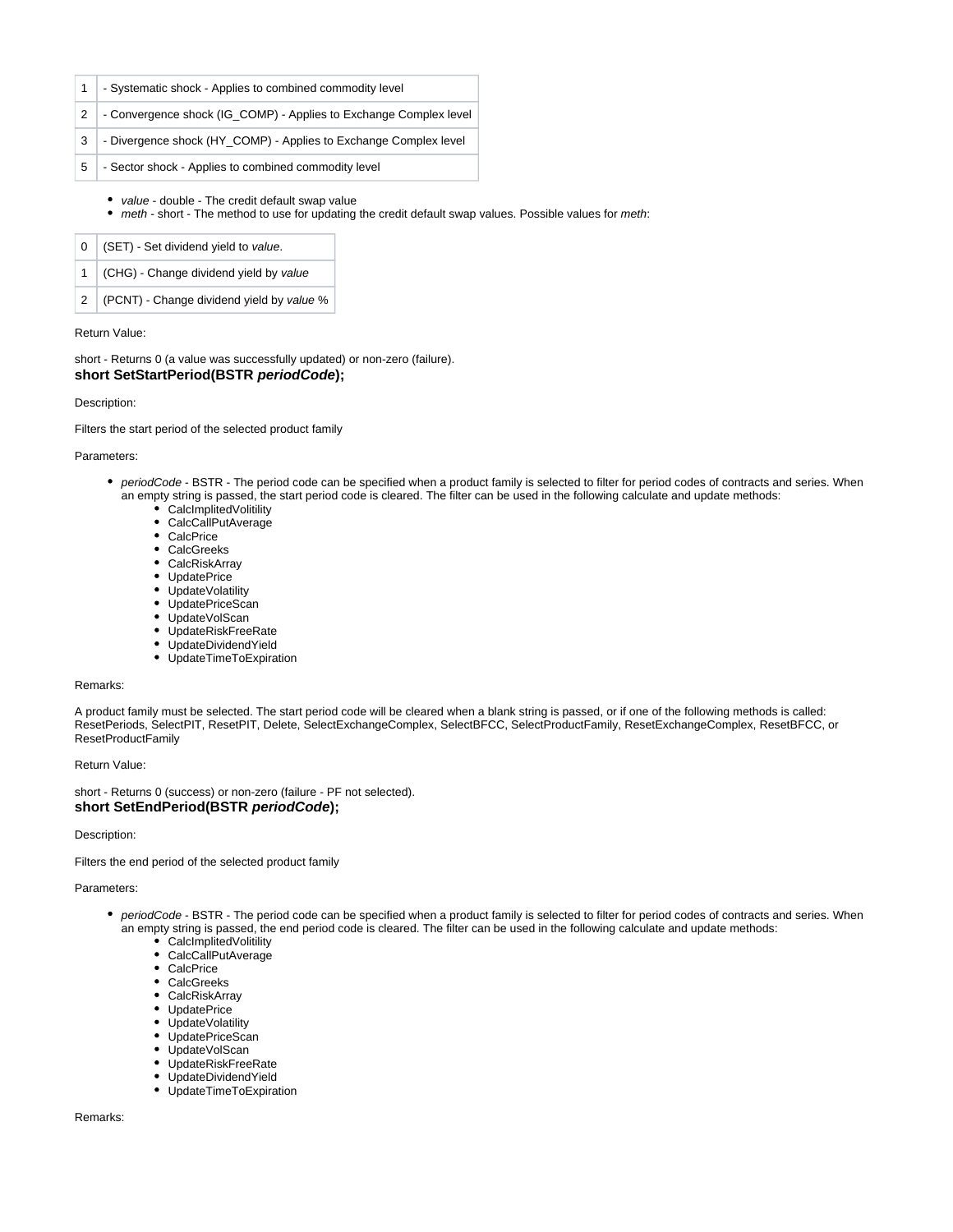| | |
|---|---|
| 1 | - Systematic shock - Applies to combined commodity level |
| 2 | - Convergence shock (IG_COMP) - Applies to Exchange Complex level |
| 3 | - Divergence shock (HY_COMP) - Applies to Exchange Complex level |
| 5 | - Sector shock - Applies to combined commodity level |

- *value* - double - The credit default swap value
- *meth* - short - The method to use for updating the credit default swap values. Possible values for *meth*:

| | |
|---|---|
| 0 | (SET) - Set dividend yield to *value*. |
| 1 | (CHG) - Change dividend yield by *value* |
| 2 | (PCNT) - Change dividend yield by *value* % |

Return Value:

short - Returns 0 (a value was successfully updated) or non-zero (failure).

**short SetStartPeriod(BSTR *periodCode*);**

Description:

Filters the start period of the selected product family

Parameters:

- *periodCode* - BSTR - The period code can be specified when a product family is selected to filter for period codes of contracts and series. When an empty string is passed, the start period code is cleared. The filter can be used in the following calculate and update methods:
  - CalcImplitedVolitility
  - CalcCallPutAverage
  - CalcPrice
  - CalcGreeks
  - CalcRiskArray
  - UpdatePrice
  - UpdateVolatility
  - UpdatePriceScan
  - UpdateVolScan
  - UpdateRiskFreeRate
  - UpdateDividendYield
  - UpdateTimeToExpiration

Remarks:

A product family must be selected. The start period code will be cleared when a blank string is passed, or if one of the following methods is called: ResetPeriods, SelectPIT, ResetPIT, Delete, SelectExchangeComplex, SelectBFCC, SelectProductFamily, ResetExchangeComplex, ResetBFCC, or ResetProductFamily

Return Value:

short - Returns 0 (success) or non-zero (failure - PF not selected).

**short SetEndPeriod(BSTR *periodCode*);**

Description:

Filters the end period of the selected product family

Parameters:

- *periodCode* - BSTR - The period code can be specified when a product family is selected to filter for period codes of contracts and series. When an empty string is passed, the end period code is cleared. The filter can be used in the following calculate and update methods:
  - CalcImplitedVolitility
  - CalcCallPutAverage
  - CalcPrice
  - CalcGreeks
  - CalcRiskArray
  - UpdatePrice
  - UpdateVolatility
  - UpdatePriceScan
  - UpdateVolScan
  - UpdateRiskFreeRate
  - UpdateDividendYield
  - UpdateTimeToExpiration

Remarks: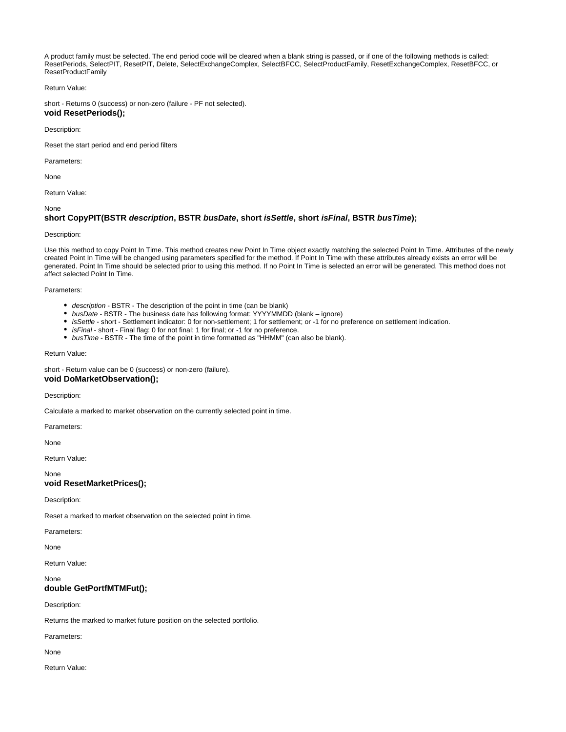A product family must be selected. The end period code will be cleared when a blank string is passed, or if one of the following methods is called: ResetPeriods, SelectPIT, ResetPIT, Delete, SelectExchangeComplex, SelectBFCC, SelectProductFamily, ResetExchangeComplex, ResetBFCC, or ResetProductFamily

Return Value:

short - Returns 0 (success) or non-zero (failure - PF not selected).

### void ResetPeriods();

Description:

Reset the start period and end period filters

Parameters:

None

Return Value:

None

### short CopyPIT(BSTR *description*, BSTR *busDate*, short *isSettle*, short *isFinal*, BSTR *busTime*);

Description:

Use this method to copy Point In Time. This method creates new Point In Time object exactly matching the selected Point In Time. Attributes of the newly created Point In Time will be changed using parameters specified for the method. If Point In Time with these attributes already exists an error will be generated. Point In Time should be selected prior to using this method. If no Point In Time is selected an error will be generated. This method does not affect selected Point In Time.

Parameters:

- *description* - BSTR - The description of the point in time (can be blank)
- *busDate* - BSTR - The business date has following format: YYYYMMDD (blank – ignore)
- *isSettle* - short - Settlement indicator: 0 for non-settlement; 1 for settlement; or -1 for no preference on settlement indication.
- *isFinal* - short - Final flag: 0 for not final; 1 for final; or -1 for no preference.
- *busTime* - BSTR - The time of the point in time formatted as "HHMM" (can also be blank).

Return Value:

short - Return value can be 0 (success) or non-zero (failure).

### void DoMarketObservation();

Description:

Calculate a marked to market observation on the currently selected point in time.

Parameters:

None

Return Value:

None

### void ResetMarketPrices();

Description:

Reset a marked to market observation on the selected point in time.

Parameters:

None

Return Value:

None

### double GetPortfMTMFut();

Description:

Returns the marked to market future position on the selected portfolio.

Parameters:

None

Return Value: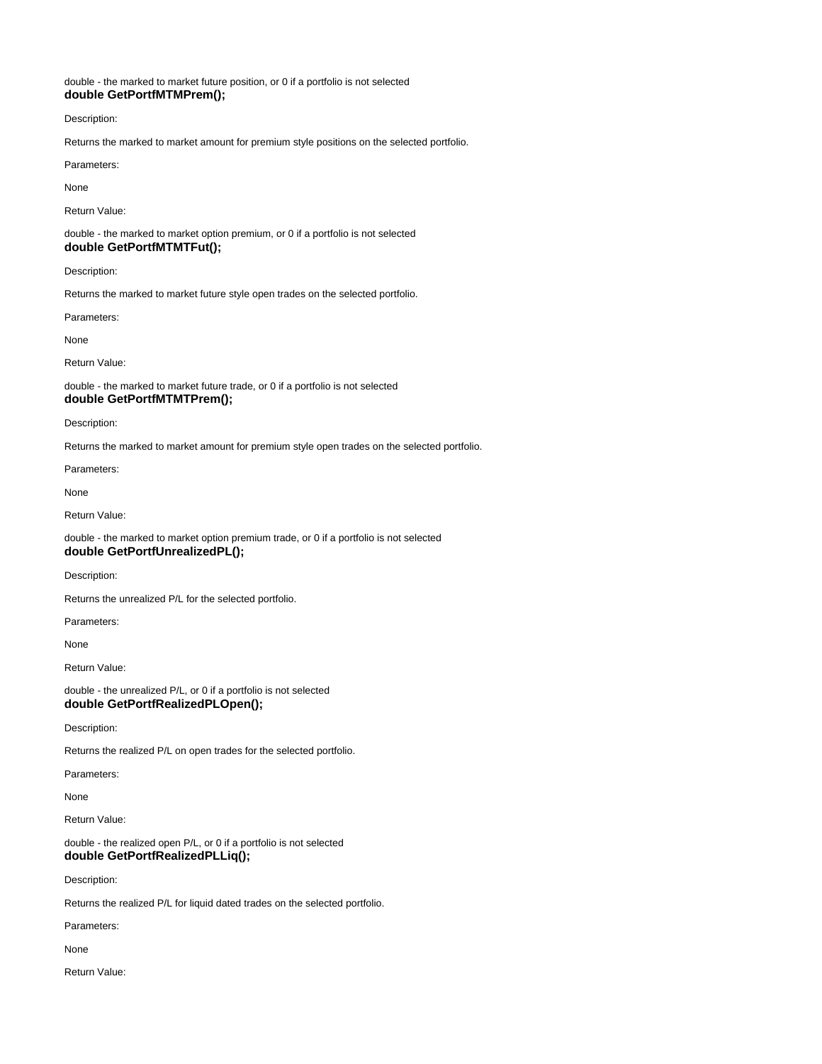double - the marked to market future position, or 0 if a portfolio is not selected

**double GetPortfMTMPrem();**

Description:

Returns the marked to market amount for premium style positions on the selected portfolio.

Parameters:

None

Return Value:

double - the marked to market option premium, or 0 if a portfolio is not selected

**double GetPortfMTMTFut();**

Description:

Returns the marked to market future style open trades on the selected portfolio.

Parameters:

None

Return Value:

double - the marked to market future trade, or 0 if a portfolio is not selected

**double GetPortfMTMTPrem();**

Description:

Returns the marked to market amount for premium style open trades on the selected portfolio.

Parameters:

None

Return Value:

double - the marked to market option premium trade, or 0 if a portfolio is not selected

**double GetPortfUnrealizedPL();**

Description:

Returns the unrealized P/L for the selected portfolio.

Parameters:

None

Return Value:

double - the unrealized P/L, or 0 if a portfolio is not selected

**double GetPortfRealizedPLOpen();**

Description:

Returns the realized P/L on open trades for the selected portfolio.

Parameters:

None

Return Value:

double - the realized open P/L, or 0 if a portfolio is not selected

**double GetPortfRealizedPLLiq();**

Description:

Returns the realized P/L for liquid dated trades on the selected portfolio.

Parameters:

None

Return Value: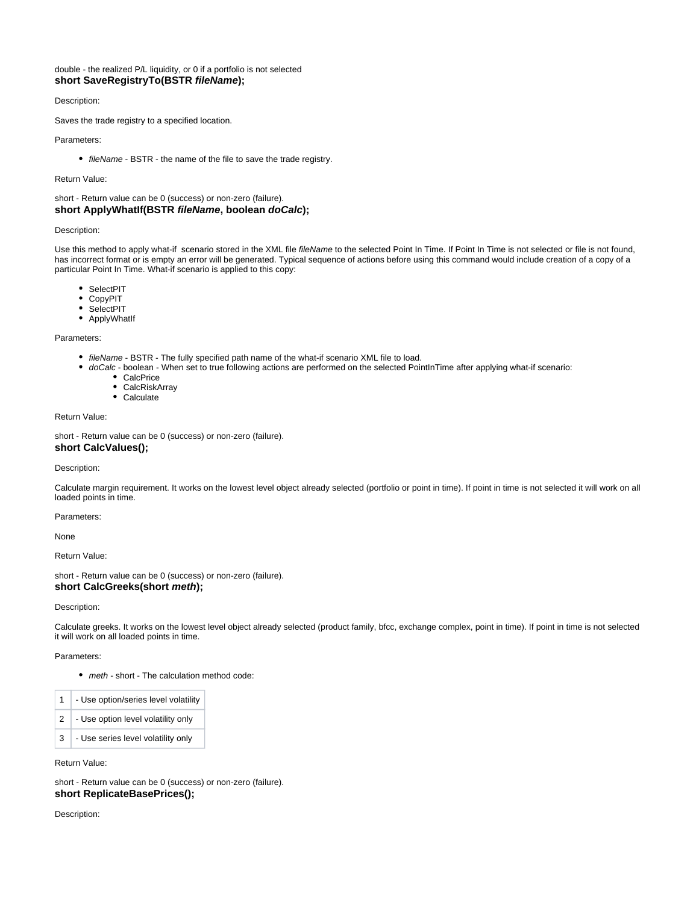double - the realized P/L liquidity, or 0 if a portfolio is not selected

**short SaveRegistryTo(BSTR *fileName*);**

Description:

Saves the trade registry to a specified location.

Parameters:

- *fileName* - BSTR - the name of the file to save the trade registry.

Return Value:

short - Return value can be 0 (success) or non-zero (failure).

**short ApplyWhatIf(BSTR *fileName*, boolean *doCalc*);**

Description:

Use this method to apply what-if scenario stored in the XML file *fileName* to the selected Point In Time. If Point In Time is not selected or file is not found, has incorrect format or is empty an error will be generated. Typical sequence of actions before using this command would include creation of a copy of a particular Point In Time. What-if scenario is applied to this copy:

- SelectPIT
- CopyPIT
- SelectPIT
- ApplyWhatIf

Parameters:

- *fileName* - BSTR - The fully specified path name of the what-if scenario XML file to load.
- *doCalc* - boolean - When set to true following actions are performed on the selected PointInTime after applying what-if scenario:
  - CalcPrice
  - CalcRiskArray
  - Calculate

Return Value:

short - Return value can be 0 (success) or non-zero (failure).

**short CalcValues();**

Description:

Calculate margin requirement. It works on the lowest level object already selected (portfolio or point in time). If point in time is not selected it will work on all loaded points in time.

Parameters:

None

Return Value:

short - Return value can be 0 (success) or non-zero (failure).

**short CalcGreeks(short *meth*);**

Description:

Calculate greeks. It works on the lowest level object already selected (product family, bfcc, exchange complex, point in time). If point in time is not selected it will work on all loaded points in time.

Parameters:

- *meth* - short - The calculation method code:

| | |
|---|---|
| 1 | - Use option/series level volatility |
| 2 | - Use option level volatility only |
| 3 | - Use series level volatility only |

Return Value:

short - Return value can be 0 (success) or non-zero (failure).

**short ReplicateBasePrices();**

Description: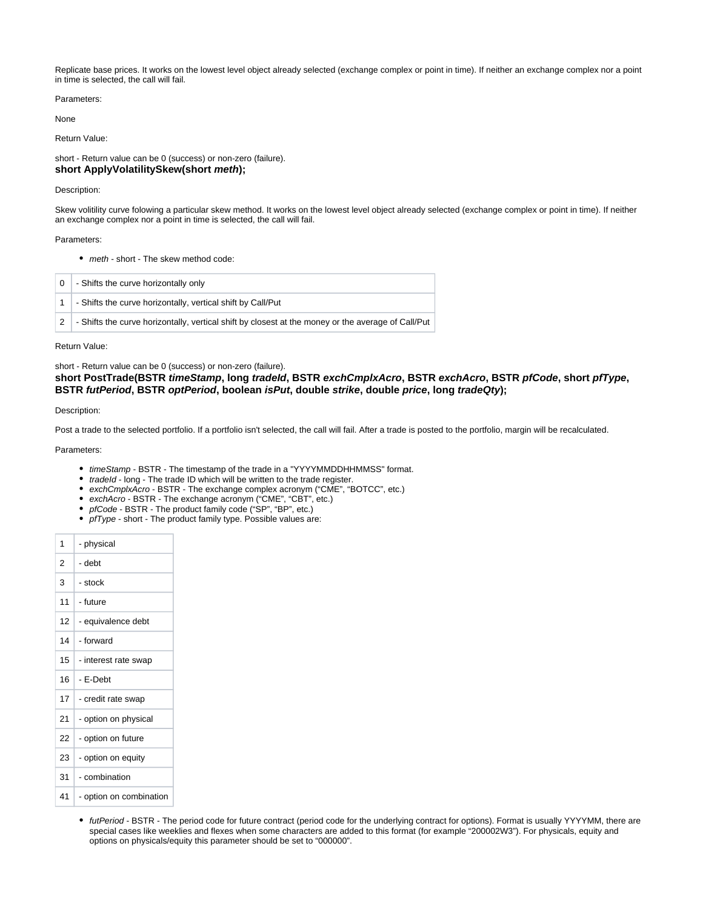Replicate base prices. It works on the lowest level object already selected (exchange complex or point in time). If neither an exchange complex nor a point in time is selected, the call will fail.

Parameters:

None

Return Value:

short - Return value can be 0 (success) or non-zero (failure).

**short ApplyVolatilitySkew(short *meth*);**

Description:

Skew volitility curve folowing a particular skew method. It works on the lowest level object already selected (exchange complex or point in time). If neither an exchange complex nor a point in time is selected, the call will fail.

Parameters:

- *meth* - short - The skew method code:

| | |
|---|---|
| 0 | - Shifts the curve horizontally only |
| 1 | - Shifts the curve horizontally, vertical shift by Call/Put |
| 2 | - Shifts the curve horizontally, vertical shift by closest at the money or the average of Call/Put |

Return Value:

short - Return value can be 0 (success) or non-zero (failure).

**short PostTrade(BSTR *timeStamp*, long *tradeId*, BSTR *exchCmplxAcro*, BSTR *exchAcro*, BSTR *pfCode*, short *pfType*, BSTR *futPeriod*, BSTR *optPeriod*, boolean *isPut*, double *strike*, double *price*, long *tradeQty*);**

Description:

Post a trade to the selected portfolio. If a portfolio isn't selected, the call will fail. After a trade is posted to the portfolio, margin will be recalculated.

Parameters:

- *timeStamp* - BSTR - The timestamp of the trade in a "YYYYMMDDHHMMSS" format.
- *tradeId* - long - The trade ID which will be written to the trade register.
- *exchCmplxAcro* - BSTR - The exchange complex acronym (“CME”, “BOTCC”, etc.)
- *exchAcro* - BSTR - The exchange acronym (“CME”, “CBT”, etc.)
- *pfCode* - BSTR - The product family code (“SP”, “BP”, etc.)
- *pfType* - short - The product family type. Possible values are:

| | |
|---|---|
| 1 | - physical |
| 2 | - debt |
| 3 | - stock |
| 11 | - future |
| 12 | - equivalence debt |
| 14 | - forward |
| 15 | - interest rate swap |
| 16 | - E-Debt |
| 17 | - credit rate swap |
| 21 | - option on physical |
| 22 | - option on future |
| 23 | - option on equity |
| 31 | - combination |
| 41 | - option on combination |

- *futPeriod* - BSTR - The period code for future contract (period code for the underlying contract for options). Format is usually YYYYMM, there are special cases like weeklies and flexes when some characters are added to this format (for example “200002W3”). For physicals, equity and options on physicals/equity this parameter should be set to “000000”.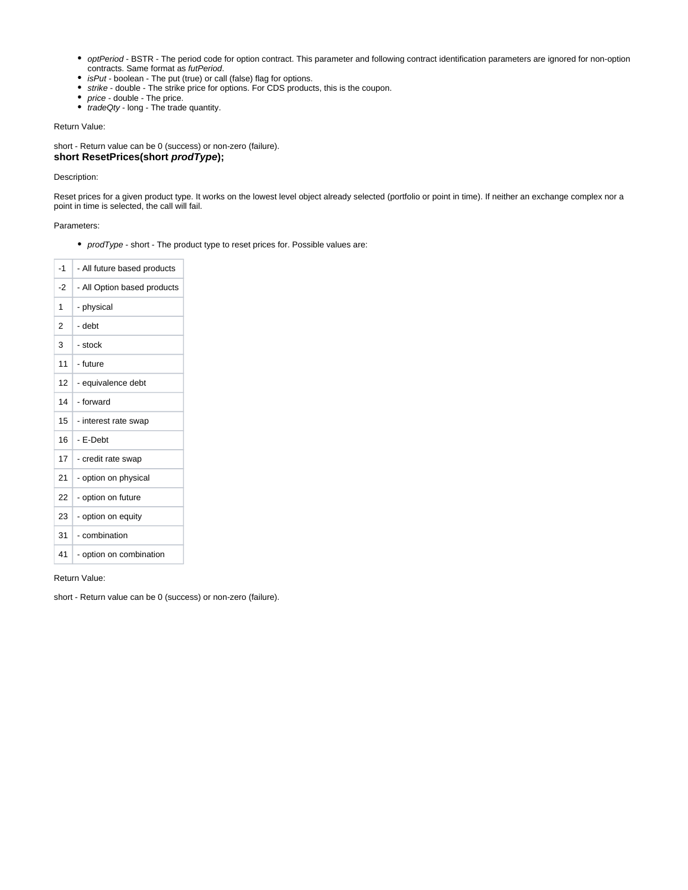- *optPeriod* - BSTR - The period code for option contract. This parameter and following contract identification parameters are ignored for non-option contracts. Same format as *futPeriod*.
- *isPut* - boolean - The put (true) or call (false) flag for options.
- *strike* - double - The strike price for options. For CDS products, this is the coupon.
- *price* - double - The price.
- *tradeQty* - long - The trade quantity.

Return Value:

short - Return value can be 0 (success) or non-zero (failure).

**short ResetPrices(short *prodType*);**

Description:

Reset prices for a given product type. It works on the lowest level object already selected (portfolio or point in time). If neither an exchange complex nor a point in time is selected, the call will fail.

Parameters:

- *prodType* - short - The product type to reset prices for. Possible values are:

| | |
|---|---|
| -1 | - All future based products |
| -2 | - All Option based products |
| 1 | - physical |
| 2 | - debt |
| 3 | - stock |
| 11 | - future |
| 12 | - equivalence debt |
| 14 | - forward |
| 15 | - interest rate swap |
| 16 | - E-Debt |
| 17 | - credit rate swap |
| 21 | - option on physical |
| 22 | - option on future |
| 23 | - option on equity |
| 31 | - combination |
| 41 | - option on combination |

Return Value:

short - Return value can be 0 (success) or non-zero (failure).